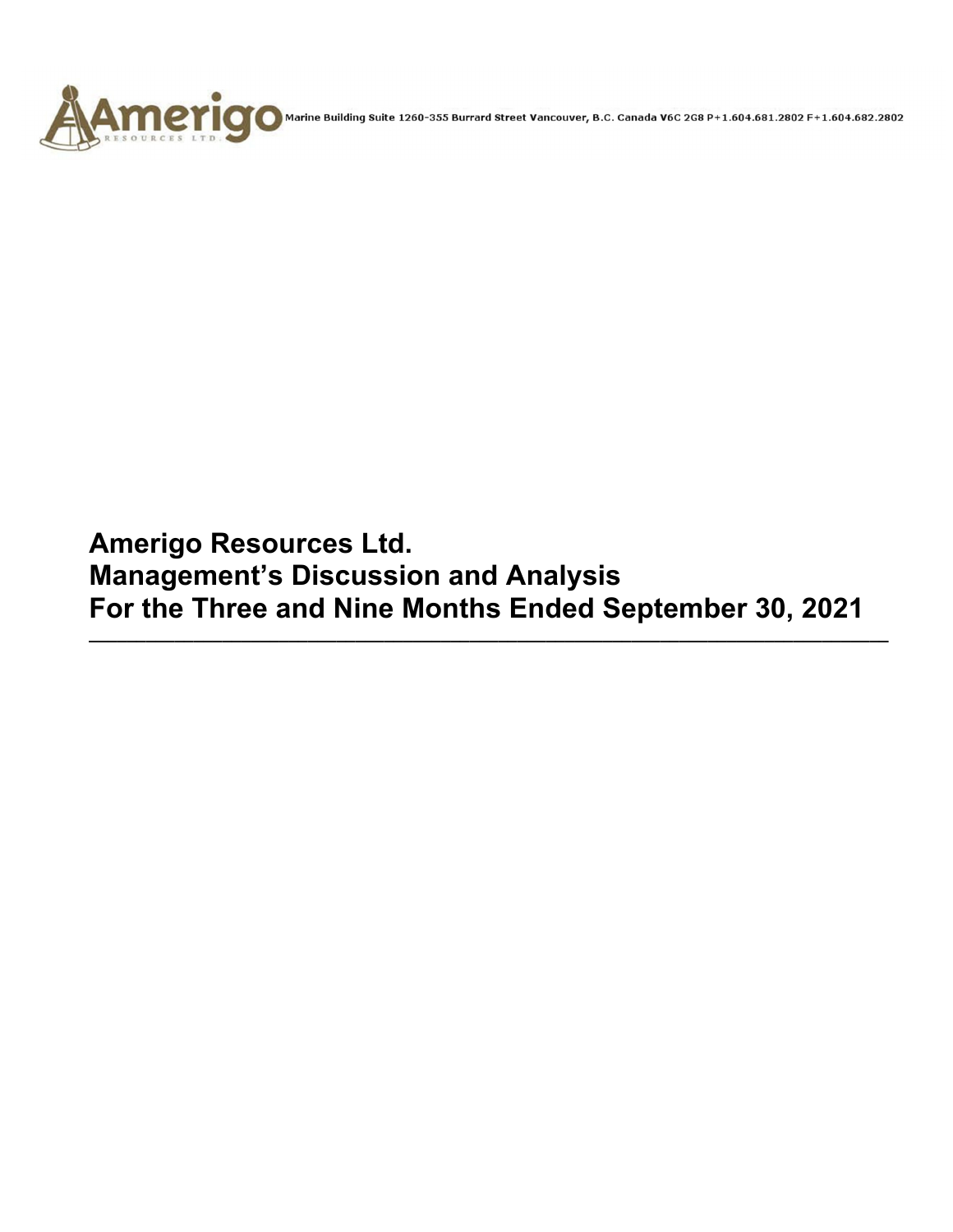Marine Building Suite 1260-355 Burrard Street Vancouver, B.C. Canada V6C 2G8 P+1.604.681.2802 F+1.604.682.2802

# Amerigo Resources Ltd.
# Management's Discussion and Analysis
# For the Three and Nine Months Ended September 30, 2021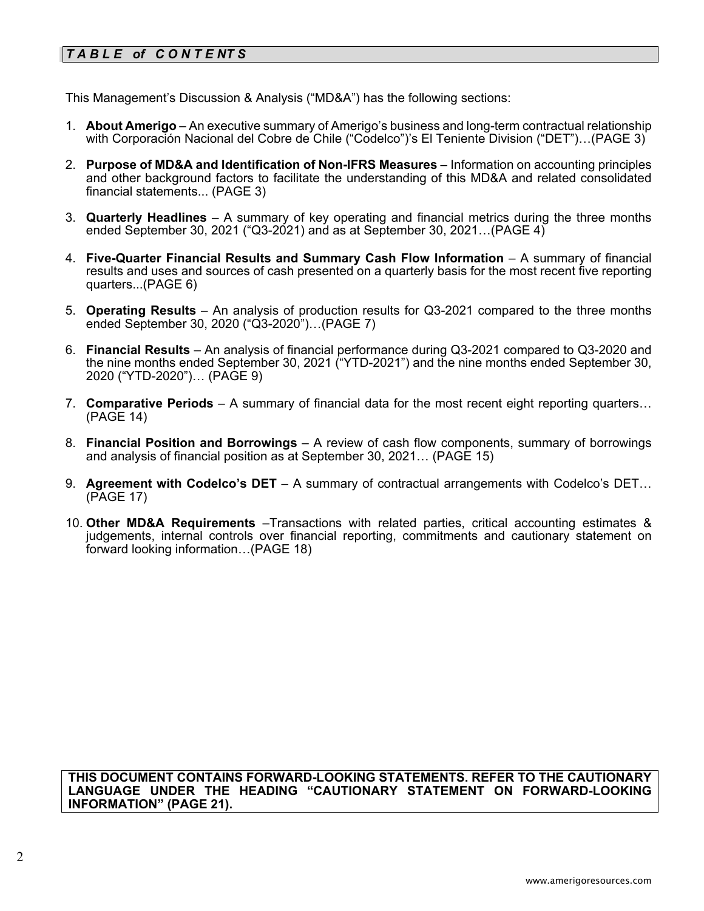## *T A B L E of C O N T E NT S*

This Management's Discussion & Analysis ("MD&A") has the following sections:

1. **About Amerigo** – An executive summary of Amerigo's business and long-term contractual relationship with Corporación Nacional del Cobre de Chile ("Codelco")'s El Teniente Division ("DET")…(PAGE 3)

2. **Purpose of MD&A and Identification of Non-IFRS Measures** – Information on accounting principles and other background factors to facilitate the understanding of this MD&A and related consolidated financial statements... (PAGE 3)

3. **Quarterly Headlines** – A summary of key operating and financial metrics during the three months ended September 30, 2021 ("Q3-2021) and as at September 30, 2021…(PAGE 4)

4. **Five-Quarter Financial Results and Summary Cash Flow Information** – A summary of financial results and uses and sources of cash presented on a quarterly basis for the most recent five reporting quarters...(PAGE 6)

5. **Operating Results** – An analysis of production results for Q3-2021 compared to the three months ended September 30, 2020 ("Q3-2020")…(PAGE 7)

6. **Financial Results** – An analysis of financial performance during Q3-2021 compared to Q3-2020 and the nine months ended September 30, 2021 ("YTD-2021") and the nine months ended September 30, 2020 ("YTD-2020")… (PAGE 9)

7. **Comparative Periods** – A summary of financial data for the most recent eight reporting quarters… (PAGE 14)

8. **Financial Position and Borrowings** – A review of cash flow components, summary of borrowings and analysis of financial position as at September 30, 2021… (PAGE 15)

9. **Agreement with Codelco's DET** – A summary of contractual arrangements with Codelco's DET… (PAGE 17)

10. **Other MD&A Requirements** –Transactions with related parties, critical accounting estimates & judgements, internal controls over financial reporting, commitments and cautionary statement on forward looking information…(PAGE 18)

**THIS DOCUMENT CONTAINS FORWARD-LOOKING STATEMENTS. REFER TO THE CAUTIONARY LANGUAGE UNDER THE HEADING "CAUTIONARY STATEMENT ON FORWARD-LOOKING INFORMATION" (PAGE 21).**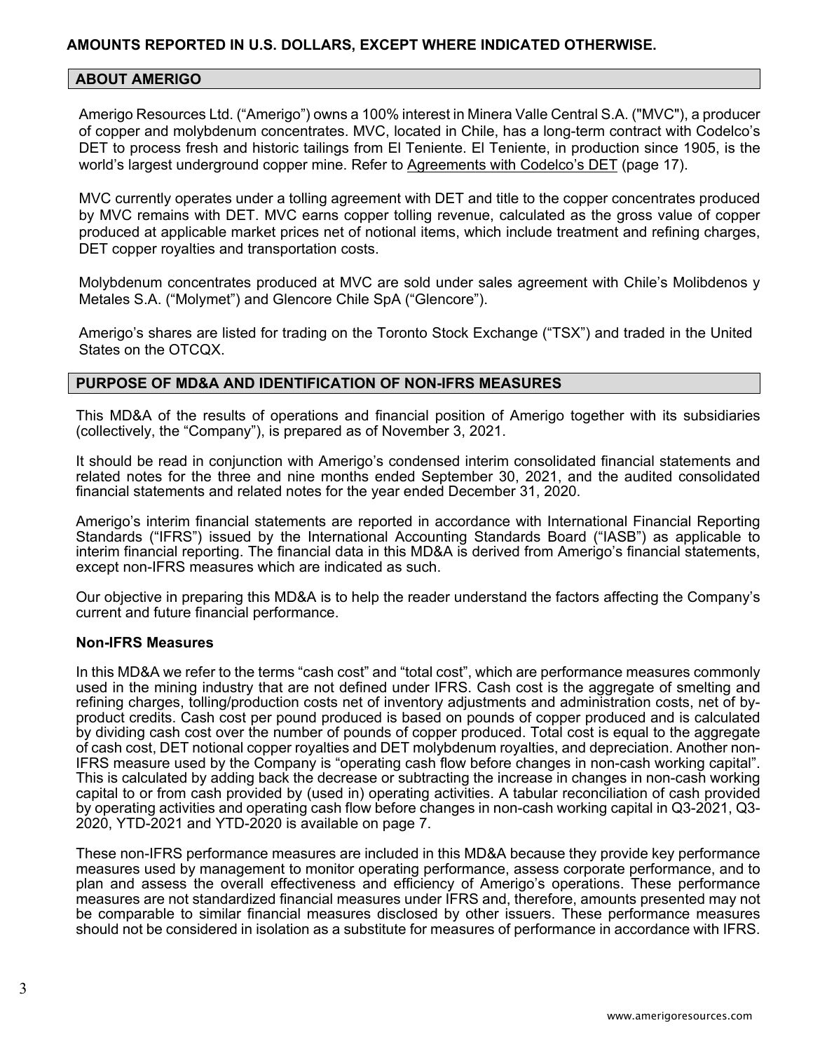**AMOUNTS REPORTED IN U.S. DOLLARS, EXCEPT WHERE INDICATED OTHERWISE.**

## ABOUT AMERIGO

Amerigo Resources Ltd. ("Amerigo") owns a 100% interest in Minera Valle Central S.A. ("MVC"), a producer of copper and molybdenum concentrates. MVC, located in Chile, has a long-term contract with Codelco's DET to process fresh and historic tailings from El Teniente. El Teniente, in production since 1905, is the world's largest underground copper mine. Refer to Agreements with Codelco's DET (page 17).

MVC currently operates under a tolling agreement with DET and title to the copper concentrates produced by MVC remains with DET. MVC earns copper tolling revenue, calculated as the gross value of copper produced at applicable market prices net of notional items, which include treatment and refining charges, DET copper royalties and transportation costs.

Molybdenum concentrates produced at MVC are sold under sales agreement with Chile's Molibdenos y Metales S.A. ("Molymet") and Glencore Chile SpA ("Glencore").

Amerigo's shares are listed for trading on the Toronto Stock Exchange ("TSX") and traded in the United States on the OTCQX.

## PURPOSE OF MD&A AND IDENTIFICATION OF NON-IFRS MEASURES

This MD&A of the results of operations and financial position of Amerigo together with its subsidiaries (collectively, the "Company"), is prepared as of November 3, 2021.

It should be read in conjunction with Amerigo's condensed interim consolidated financial statements and related notes for the three and nine months ended September 30, 2021, and the audited consolidated financial statements and related notes for the year ended December 31, 2020.

Amerigo's interim financial statements are reported in accordance with International Financial Reporting Standards ("IFRS") issued by the International Accounting Standards Board ("IASB") as applicable to interim financial reporting. The financial data in this MD&A is derived from Amerigo's financial statements, except non-IFRS measures which are indicated as such.

Our objective in preparing this MD&A is to help the reader understand the factors affecting the Company's current and future financial performance.

### Non-IFRS Measures

In this MD&A we refer to the terms "cash cost" and "total cost", which are performance measures commonly used in the mining industry that are not defined under IFRS. Cash cost is the aggregate of smelting and refining charges, tolling/production costs net of inventory adjustments and administration costs, net of by-product credits. Cash cost per pound produced is based on pounds of copper produced and is calculated by dividing cash cost over the number of pounds of copper produced. Total cost is equal to the aggregate of cash cost, DET notional copper royalties and DET molybdenum royalties, and depreciation. Another non-IFRS measure used by the Company is "operating cash flow before changes in non-cash working capital". This is calculated by adding back the decrease or subtracting the increase in changes in non-cash working capital to or from cash provided by (used in) operating activities. A tabular reconciliation of cash provided by operating activities and operating cash flow before changes in non-cash working capital in Q3-2021, Q3-2020, YTD-2021 and YTD-2020 is available on page 7.

These non-IFRS performance measures are included in this MD&A because they provide key performance measures used by management to monitor operating performance, assess corporate performance, and to plan and assess the overall effectiveness and efficiency of Amerigo's operations. These performance measures are not standardized financial measures under IFRS and, therefore, amounts presented may not be comparable to similar financial measures disclosed by other issuers. These performance measures should not be considered in isolation as a substitute for measures of performance in accordance with IFRS.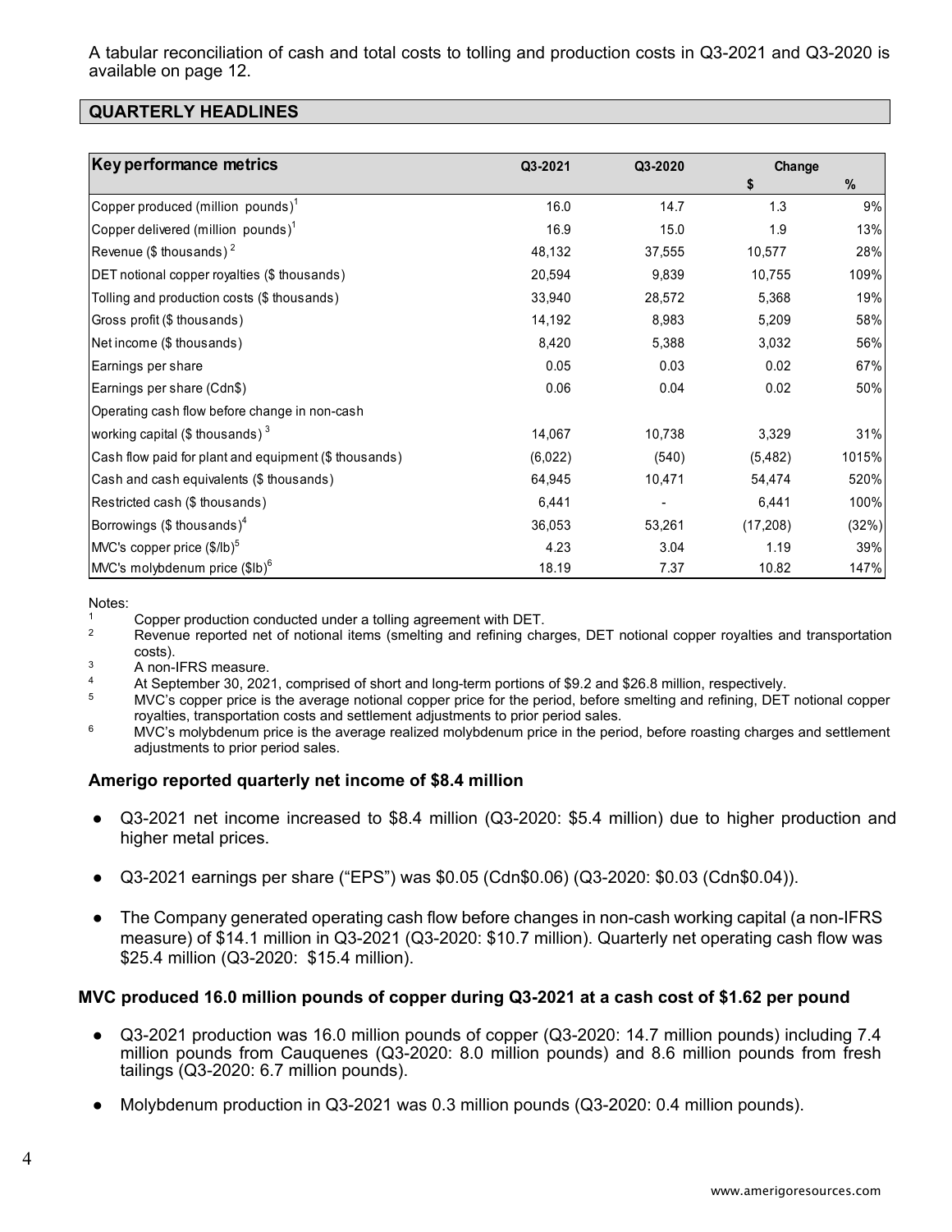A tabular reconciliation of cash and total costs to tolling and production costs in Q3-2021 and Q3-2020 is available on page 12.

## QUARTERLY HEADLINES

| Key performance metrics | Q3-2021 | Q3-2020 | Change | |
|---|---|---|---|---|
| | | | $ | % |
| Copper produced (million pounds)[1] | 16.0 | 14.7 | 1.3 | 9% |
| Copper delivered (million pounds)[1] | 16.9 | 15.0 | 1.9 | 13% |
| Revenue ($ thousands)[2] | 48,132 | 37,555 | 10,577 | 28% |
| DET notional copper royalties ($ thousands) | 20,594 | 9,839 | 10,755 | 109% |
| Tolling and production costs ($ thousands) | 33,940 | 28,572 | 5,368 | 19% |
| Gross profit ($ thousands) | 14,192 | 8,983 | 5,209 | 58% |
| Net income ($ thousands) | 8,420 | 5,388 | 3,032 | 56% |
| Earnings per share | 0.05 | 0.03 | 0.02 | 67% |
| Earnings per share (Cdn$) | 0.06 | 0.04 | 0.02 | 50% |
| Operating cash flow before change in non-cash working capital ($ thousands)[3] | 14,067 | 10,738 | 3,329 | 31% |
| Cash flow paid for plant and equipment ($ thousands) | (6,022) | (540) | (5,482) | 1015% |
| Cash and cash equivalents ($ thousands) | 64,945 | 10,471 | 54,474 | 520% |
| Restricted cash ($ thousands) | 6,441 | - | 6,441 | 100% |
| Borrowings ($ thousands)[4] | 36,053 | 53,261 | (17,208) | (32%) |
| MVC's copper price ($/lb)[5] | 4.23 | 3.04 | 1.19 | 39% |
| MVC's molybdenum price ($lb)[6] | 18.19 | 7.37 | 10.82 | 147% |

Notes:

1. Copper production conducted under a tolling agreement with DET.
2. Revenue reported net of notional items (smelting and refining charges, DET notional copper royalties and transportation costs).
3. A non-IFRS measure.
4. At September 30, 2021, comprised of short and long-term portions of $9.2 and $26.8 million, respectively.
5. MVC's copper price is the average notional copper price for the period, before smelting and refining, DET notional copper royalties, transportation costs and settlement adjustments to prior period sales.
6. MVC's molybdenum price is the average realized molybdenum price in the period, before roasting charges and settlement adjustments to prior period sales.

### Amerigo reported quarterly net income of $8.4 million

- Q3-2021 net income increased to $8.4 million (Q3-2020: $5.4 million) due to higher production and higher metal prices.
- Q3-2021 earnings per share ("EPS") was $0.05 (Cdn$0.06) (Q3-2020: $0.03 (Cdn$0.04)).
- The Company generated operating cash flow before changes in non-cash working capital (a non-IFRS measure) of $14.1 million in Q3-2021 (Q3-2020: $10.7 million). Quarterly net operating cash flow was $25.4 million (Q3-2020: $15.4 million).

### MVC produced 16.0 million pounds of copper during Q3-2021 at a cash cost of $1.62 per pound

- Q3-2021 production was 16.0 million pounds of copper (Q3-2020: 14.7 million pounds) including 7.4 million pounds from Cauquenes (Q3-2020: 8.0 million pounds) and 8.6 million pounds from fresh tailings (Q3-2020: 6.7 million pounds).
- Molybdenum production in Q3-2021 was 0.3 million pounds (Q3-2020: 0.4 million pounds).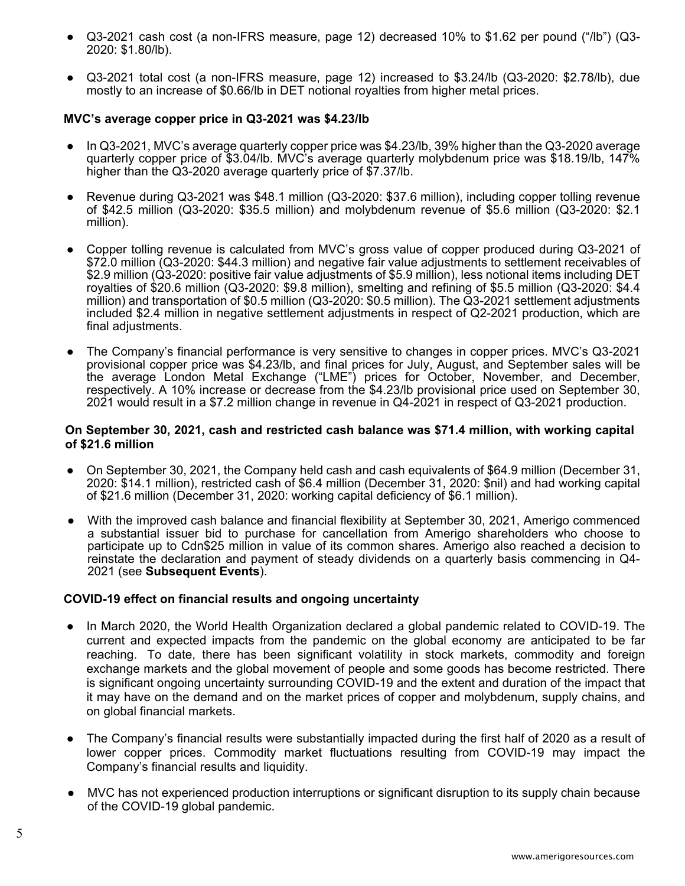- Q3-2021 cash cost (a non-IFRS measure, page 12) decreased 10% to $1.62 per pound ("/lb") (Q3-2020: $1.80/lb).

- Q3-2021 total cost (a non-IFRS measure, page 12) increased to $3.24/lb (Q3-2020: $2.78/lb), due mostly to an increase of $0.66/lb in DET notional royalties from higher metal prices.

**MVC's average copper price in Q3-2021 was $4.23/lb**

- In Q3-2021, MVC's average quarterly copper price was $4.23/lb, 39% higher than the Q3-2020 average quarterly copper price of $3.04/lb. MVC's average quarterly molybdenum price was $18.19/lb, 147% higher than the Q3-2020 average quarterly price of $7.37/lb.

- Revenue during Q3-2021 was $48.1 million (Q3-2020: $37.6 million), including copper tolling revenue of $42.5 million (Q3-2020: $35.5 million) and molybdenum revenue of $5.6 million (Q3-2020: $2.1 million).

- Copper tolling revenue is calculated from MVC's gross value of copper produced during Q3-2021 of $72.0 million (Q3-2020: $44.3 million) and negative fair value adjustments to settlement receivables of $2.9 million (Q3-2020: positive fair value adjustments of $5.9 million), less notional items including DET royalties of $20.6 million (Q3-2020: $9.8 million), smelting and refining of $5.5 million (Q3-2020: $4.4 million) and transportation of $0.5 million (Q3-2020: $0.5 million). The Q3-2021 settlement adjustments included $2.4 million in negative settlement adjustments in respect of Q2-2021 production, which are final adjustments.

- The Company's financial performance is very sensitive to changes in copper prices. MVC's Q3-2021 provisional copper price was $4.23/lb, and final prices for July, August, and September sales will be the average London Metal Exchange ("LME") prices for October, November, and December, respectively. A 10% increase or decrease from the $4.23/lb provisional price used on September 30, 2021 would result in a $7.2 million change in revenue in Q4-2021 in respect of Q3-2021 production.

**On September 30, 2021, cash and restricted cash balance was $71.4 million, with working capital of $21.6 million**

- On September 30, 2021, the Company held cash and cash equivalents of $64.9 million (December 31, 2020: $14.1 million), restricted cash of $6.4 million (December 31, 2020: $nil) and had working capital of $21.6 million (December 31, 2020: working capital deficiency of $6.1 million).

- With the improved cash balance and financial flexibility at September 30, 2021, Amerigo commenced a substantial issuer bid to purchase for cancellation from Amerigo shareholders who choose to participate up to Cdn$25 million in value of its common shares. Amerigo also reached a decision to reinstate the declaration and payment of steady dividends on a quarterly basis commencing in Q4-2021 (see **Subsequent Events**).

**COVID-19 effect on financial results and ongoing uncertainty**

- In March 2020, the World Health Organization declared a global pandemic related to COVID-19. The current and expected impacts from the pandemic on the global economy are anticipated to be far reaching. To date, there has been significant volatility in stock markets, commodity and foreign exchange markets and the global movement of people and some goods has become restricted. There is significant ongoing uncertainty surrounding COVID-19 and the extent and duration of the impact that it may have on the demand and on the market prices of copper and molybdenum, supply chains, and on global financial markets.

- The Company's financial results were substantially impacted during the first half of 2020 as a result of lower copper prices. Commodity market fluctuations resulting from COVID-19 may impact the Company's financial results and liquidity.

- MVC has not experienced production interruptions or significant disruption to its supply chain because of the COVID-19 global pandemic.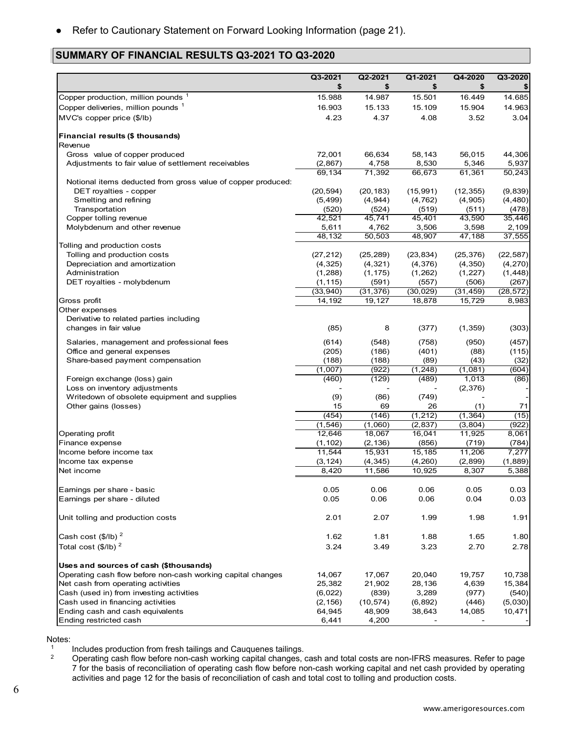- Refer to Cautionary Statement on Forward Looking Information (page 21).

## SUMMARY OF FINANCIAL RESULTS Q3-2021 TO Q3-2020

| | Q3-2021 | Q2-2021 | Q1-2021 | Q4-2020 | Q3-2020 |
|---|---|---|---|---|---|
| | $ | $ | $ | $ | $ |
| Copper production, million pounds [1] | 15.988 | 14.987 | 15.501 | 16.449 | 14.685 |
| Copper deliveries, million pounds [1] | 16.903 | 15.133 | 15.109 | 15.904 | 14.963 |
| MVC's copper price ($/lb) | 4.23 | 4.37 | 4.08 | 3.52 | 3.04 |
| **Financial results ($ thousands)** | | | | | |
| Revenue | | | | | |
| Gross value of copper produced | 72,001 | 66,634 | 58,143 | 56,015 | 44,306 |
| Adjustments to fair value of settlement receivables | (2,867) | 4,758 | 8,530 | 5,346 | 5,937 |
| | 69,134 | 71,392 | 66,673 | 61,361 | 50,243 |
| Notional items deducted from gross value of copper produced: | | | | | |
| DET royalties - copper | (20,594) | (20,183) | (15,991) | (12,355) | (9,839) |
| Smelting and refining | (5,499) | (4,944) | (4,762) | (4,905) | (4,480) |
| Transportation | (520) | (524) | (519) | (511) | (478) |
| Copper tolling revenue | 42,521 | 45,741 | 45,401 | 43,590 | 35,446 |
| Molybdenum and other revenue | 5,611 | 4,762 | 3,506 | 3,598 | 2,109 |
| | 48,132 | 50,503 | 48,907 | 47,188 | 37,555 |
| Tolling and production costs | | | | | |
| Tolling and production costs | (27,212) | (25,289) | (23,834) | (25,376) | (22,587) |
| Depreciation and amortization | (4,325) | (4,321) | (4,376) | (4,350) | (4,270) |
| Administration | (1,288) | (1,175) | (1,262) | (1,227) | (1,448) |
| DET royalties - molybdenum | (1,115) | (591) | (557) | (506) | (267) |
| | (33,940) | (31,376) | (30,029) | (31,459) | (28,572) |
| Gross profit | 14,192 | 19,127 | 18,878 | 15,729 | 8,983 |
| Other expenses | | | | | |
| Derivative to related parties including changes in fair value | (85) | 8 | (377) | (1,359) | (303) |
| Salaries, management and professional fees | (614) | (548) | (758) | (950) | (457) |
| Office and general expenses | (205) | (186) | (401) | (88) | (115) |
| Share-based payment compensation | (188) | (188) | (89) | (43) | (32) |
| | (1,007) | (922) | (1,248) | (1,081) | (604) |
| Foreign exchange (loss) gain | (460) | (129) | (489) | 1,013 | (86) |
| Loss on inventory adjustments | - | - | - | (2,376) | - |
| Writedown of obsolete equipment and supplies | (9) | (86) | (749) | - | - |
| Other gains (losses) | 15 | 69 | 26 | (1) | 71 |
| | (454) | (146) | (1,212) | (1,364) | (15) |
| | (1,546) | (1,060) | (2,837) | (3,804) | (922) |
| Operating profit | 12,646 | 18,067 | 16,041 | 11,925 | 8,061 |
| Finance expense | (1,102) | (2,136) | (856) | (719) | (784) |
| Income before income tax | 11,544 | 15,931 | 15,185 | 11,206 | 7,277 |
| Income tax expense | (3,124) | (4,345) | (4,260) | (2,899) | (1,889) |
| Net income | 8,420 | 11,586 | 10,925 | 8,307 | 5,388 |
| Earnings per share - basic | 0.05 | 0.06 | 0.06 | 0.05 | 0.03 |
| Earnings per share - diluted | 0.05 | 0.06 | 0.06 | 0.04 | 0.03 |
| Unit tolling and production costs | 2.01 | 2.07 | 1.99 | 1.98 | 1.91 |
| Cash cost ($/lb) [2] | 1.62 | 1.81 | 1.88 | 1.65 | 1.80 |
| Total cost ($/lb) [2] | 3.24 | 3.49 | 3.23 | 2.70 | 2.78 |
| **Uses and sources of cash ($thousands)** | | | | | |
| Operating cash flow before non-cash working capital changes | 14,067 | 17,067 | 20,040 | 19,757 | 10,738 |
| Net cash from operating activities | 25,382 | 21,902 | 28,136 | 4,639 | 15,384 |
| Cash (used in) from investing activities | (6,022) | (839) | 3,289 | (977) | (540) |
| Cash used in financing activities | (2,156) | (10,574) | (6,892) | (446) | (5,030) |
| Ending cash and cash equivalents | 64,945 | 48,909 | 38,643 | 14,085 | 10,471 |
| Ending restricted cash | 6,441 | 4,200 | - | - | - |

Notes:

[1] Includes production from fresh tailings and Cauquenes tailings.

[2] Operating cash flow before non-cash working capital changes, cash and total costs are non-IFRS measures. Refer to page 7 for the basis of reconciliation of operating cash flow before non-cash working capital and net cash provided by operating activities and page 12 for the basis of reconciliation of cash and total cost to tolling and production costs.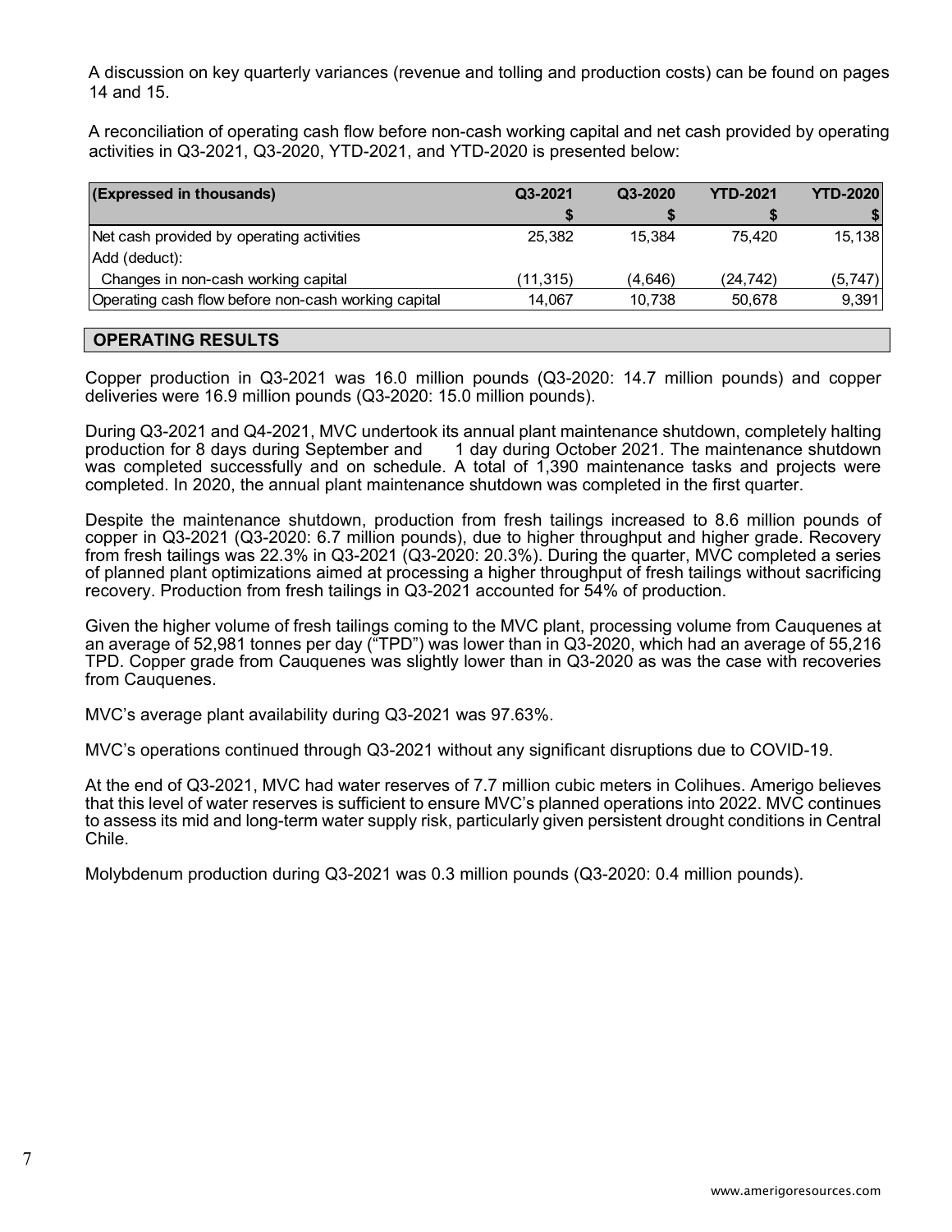A discussion on key quarterly variances (revenue and tolling and production costs) can be found on pages 14 and 15.

A reconciliation of operating cash flow before non-cash working capital and net cash provided by operating activities in Q3-2021, Q3-2020, YTD-2021, and YTD-2020 is presented below:

| (Expressed in thousands) | Q3-2021 | Q3-2020 | YTD-2021 | YTD-2020 |
|---|---|---|---|---|
| | $ | $ | $ | $ |
| Net cash provided by operating activities | 25,382 | 15,384 | 75,420 | 15,138 |
| Add (deduct): | | | | |
| Changes in non-cash working capital | (11,315) | (4,646) | (24,742) | (5,747) |
| Operating cash flow before non-cash working capital | 14,067 | 10,738 | 50,678 | 9,391 |

## OPERATING RESULTS

Copper production in Q3-2021 was 16.0 million pounds (Q3-2020: 14.7 million pounds) and copper deliveries were 16.9 million pounds (Q3-2020: 15.0 million pounds).

During Q3-2021 and Q4-2021, MVC undertook its annual plant maintenance shutdown, completely halting production for 8 days during September and 1 day during October 2021. The maintenance shutdown was completed successfully and on schedule. A total of 1,390 maintenance tasks and projects were completed. In 2020, the annual plant maintenance shutdown was completed in the first quarter.

Despite the maintenance shutdown, production from fresh tailings increased to 8.6 million pounds of copper in Q3-2021 (Q3-2020: 6.7 million pounds), due to higher throughput and higher grade. Recovery from fresh tailings was 22.3% in Q3-2021 (Q3-2020: 20.3%). During the quarter, MVC completed a series of planned plant optimizations aimed at processing a higher throughput of fresh tailings without sacrificing recovery. Production from fresh tailings in Q3-2021 accounted for 54% of production.

Given the higher volume of fresh tailings coming to the MVC plant, processing volume from Cauquenes at an average of 52,981 tonnes per day ("TPD") was lower than in Q3-2020, which had an average of 55,216 TPD. Copper grade from Cauquenes was slightly lower than in Q3-2020 as was the case with recoveries from Cauquenes.

MVC's average plant availability during Q3-2021 was 97.63%.

MVC's operations continued through Q3-2021 without any significant disruptions due to COVID-19.

At the end of Q3-2021, MVC had water reserves of 7.7 million cubic meters in Colihues. Amerigo believes that this level of water reserves is sufficient to ensure MVC's planned operations into 2022. MVC continues to assess its mid and long-term water supply risk, particularly given persistent drought conditions in Central Chile.

Molybdenum production during Q3-2021 was 0.3 million pounds (Q3-2020: 0.4 million pounds).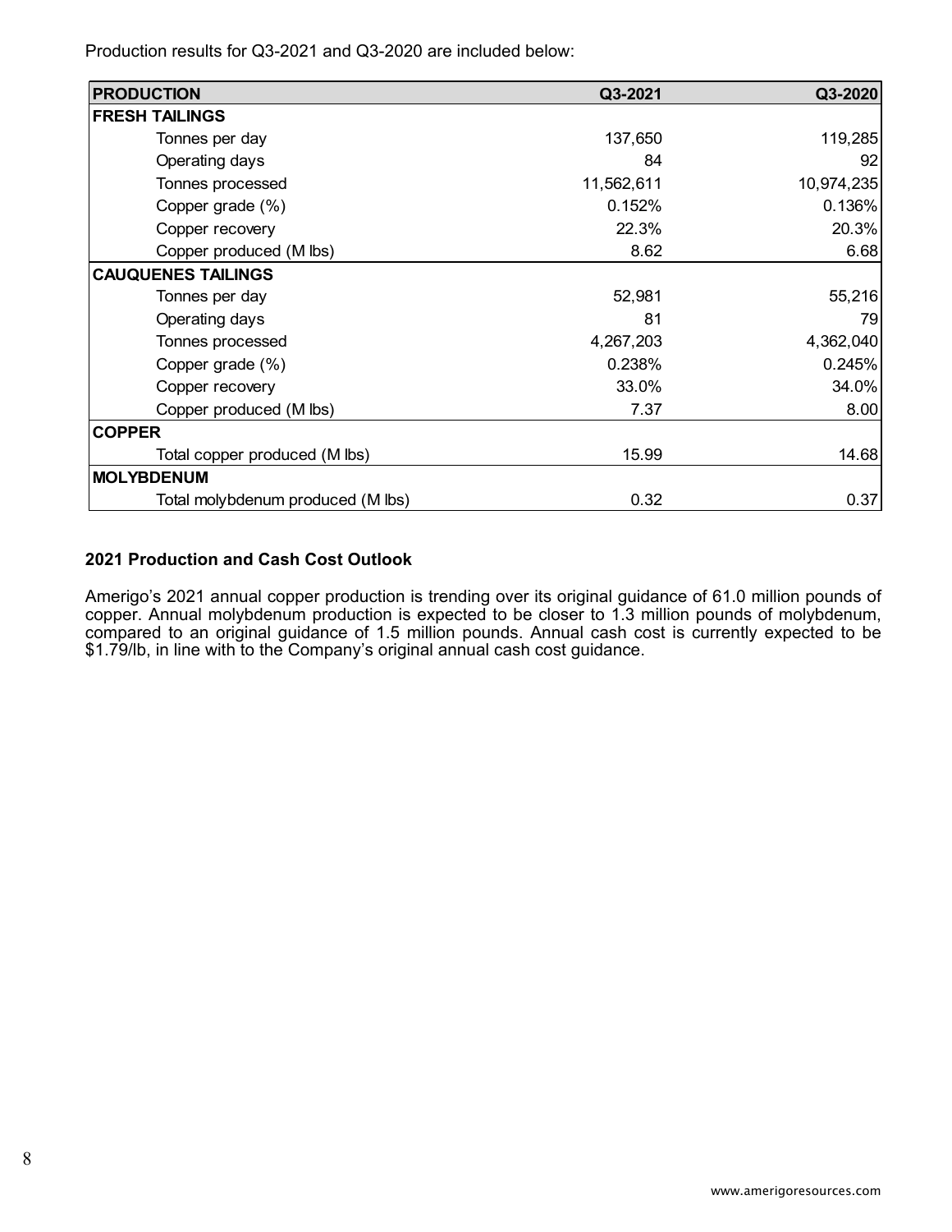Production results for Q3-2021 and Q3-2020 are included below:

| PRODUCTION | Q3-2021 | Q3-2020 |
|---|---|---|
| **FRESH TAILINGS** | | |
| Tonnes per day | 137,650 | 119,285 |
| Operating days | 84 | 92 |
| Tonnes processed | 11,562,611 | 10,974,235 |
| Copper grade (%) | 0.152% | 0.136% |
| Copper recovery | 22.3% | 20.3% |
| Copper produced (M lbs) | 8.62 | 6.68 |
| **CAUQUENES TAILINGS** | | |
| Tonnes per day | 52,981 | 55,216 |
| Operating days | 81 | 79 |
| Tonnes processed | 4,267,203 | 4,362,040 |
| Copper grade (%) | 0.238% | 0.245% |
| Copper recovery | 33.0% | 34.0% |
| Copper produced (M lbs) | 7.37 | 8.00 |
| **COPPER** | | |
| Total copper produced (M lbs) | 15.99 | 14.68 |
| **MOLYBDENUM** | | |
| Total molybdenum produced (M lbs) | 0.32 | 0.37 |

**2021 Production and Cash Cost Outlook**

Amerigo's 2021 annual copper production is trending over its original guidance of 61.0 million pounds of copper. Annual molybdenum production is expected to be closer to 1.3 million pounds of molybdenum, compared to an original guidance of 1.5 million pounds. Annual cash cost is currently expected to be $1.79/lb, in line with to the Company's original annual cash cost guidance.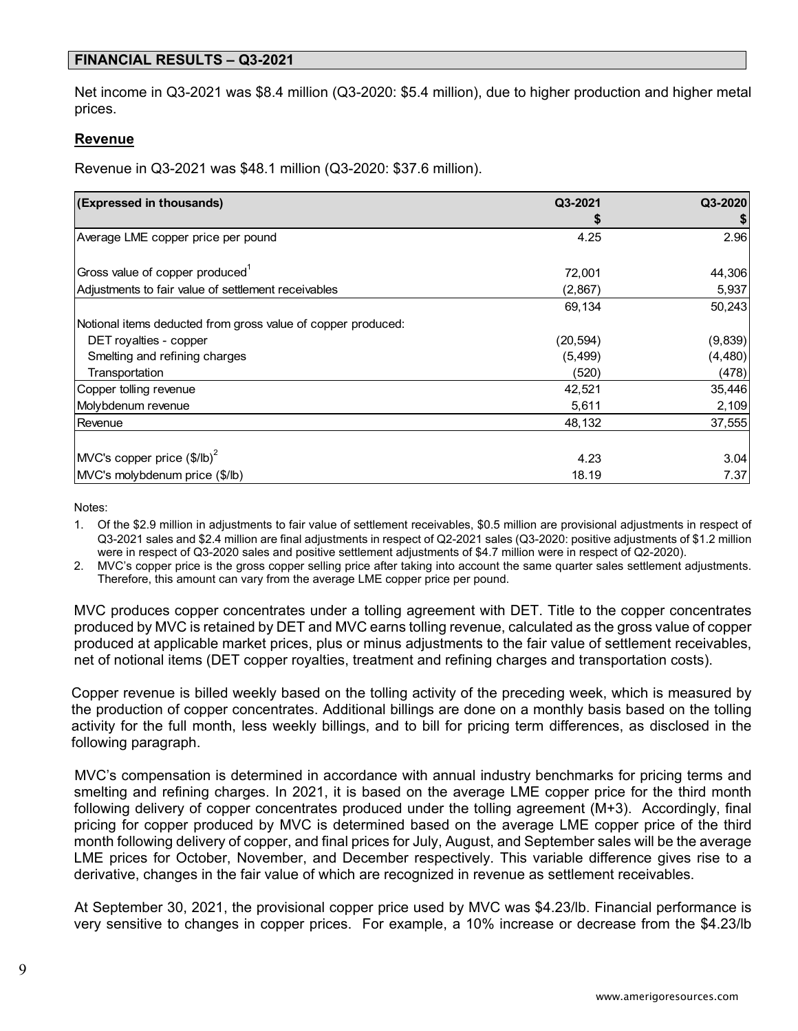## FINANCIAL RESULTS – Q3-2021

Net income in Q3-2021 was $8.4 million (Q3-2020: $5.4 million), due to higher production and higher metal prices.

### Revenue

Revenue in Q3-2021 was $48.1 million (Q3-2020: $37.6 million).

| (Expressed in thousands) | Q3-2021 $ | Q3-2020 $ |
|---|---|---|
| Average LME copper price per pound | 4.25 | 2.96 |
| | | |
| Gross value of copper produced[1] | 72,001 | 44,306 |
| Adjustments to fair value of settlement receivables | (2,867) | 5,937 |
| | 69,134 | 50,243 |
| Notional items deducted from gross value of copper produced: | | |
| DET royalties - copper | (20,594) | (9,839) |
| Smelting and refining charges | (5,499) | (4,480) |
| Transportation | (520) | (478) |
| Copper tolling revenue | 42,521 | 35,446 |
| Molybdenum revenue | 5,611 | 2,109 |
| Revenue | 48,132 | 37,555 |
| | | |
| MVC's copper price ($/lb)[2] | 4.23 | 3.04 |
| MVC's molybdenum price ($/lb) | 18.19 | 7.37 |

Notes:

1. Of the $2.9 million in adjustments to fair value of settlement receivables, $0.5 million are provisional adjustments in respect of Q3-2021 sales and $2.4 million are final adjustments in respect of Q2-2021 sales (Q3-2020: positive adjustments of $1.2 million were in respect of Q3-2020 sales and positive settlement adjustments of $4.7 million were in respect of Q2-2020).
2. MVC's copper price is the gross copper selling price after taking into account the same quarter sales settlement adjustments. Therefore, this amount can vary from the average LME copper price per pound.

MVC produces copper concentrates under a tolling agreement with DET. Title to the copper concentrates produced by MVC is retained by DET and MVC earns tolling revenue, calculated as the gross value of copper produced at applicable market prices, plus or minus adjustments to the fair value of settlement receivables, net of notional items (DET copper royalties, treatment and refining charges and transportation costs).

Copper revenue is billed weekly based on the tolling activity of the preceding week, which is measured by the production of copper concentrates. Additional billings are done on a monthly basis based on the tolling activity for the full month, less weekly billings, and to bill for pricing term differences, as disclosed in the following paragraph.

MVC's compensation is determined in accordance with annual industry benchmarks for pricing terms and smelting and refining charges. In 2021, it is based on the average LME copper price for the third month following delivery of copper concentrates produced under the tolling agreement (M+3). Accordingly, final pricing for copper produced by MVC is determined based on the average LME copper price of the third month following delivery of copper, and final prices for July, August, and September sales will be the average LME prices for October, November, and December respectively. This variable difference gives rise to a derivative, changes in the fair value of which are recognized in revenue as settlement receivables.

At September 30, 2021, the provisional copper price used by MVC was $4.23/lb. Financial performance is very sensitive to changes in copper prices. For example, a 10% increase or decrease from the $4.23/lb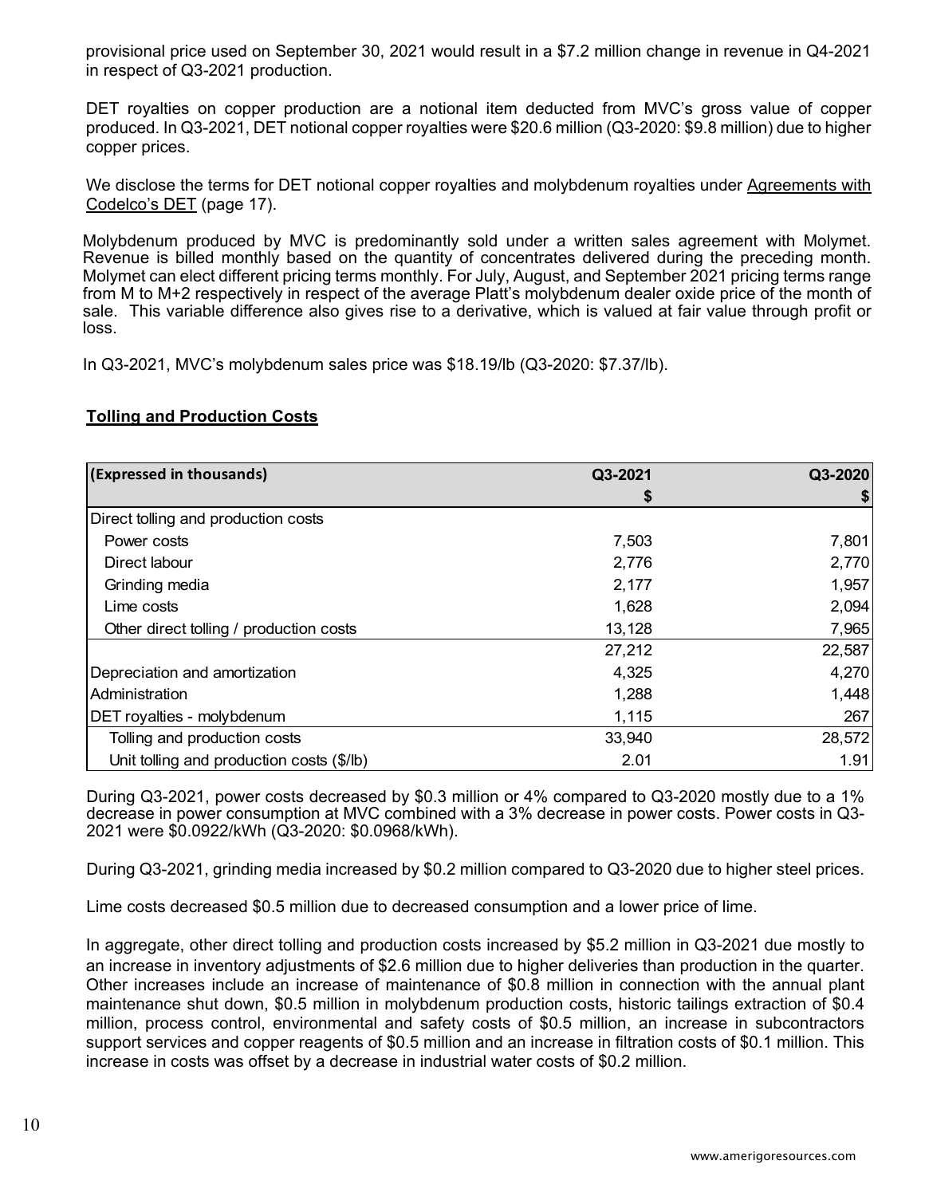provisional price used on September 30, 2021 would result in a $7.2 million change in revenue in Q4-2021 in respect of Q3-2021 production.

DET royalties on copper production are a notional item deducted from MVC's gross value of copper produced. In Q3-2021, DET notional copper royalties were $20.6 million (Q3-2020: $9.8 million) due to higher copper prices.

We disclose the terms for DET notional copper royalties and molybdenum royalties under Agreements with Codelco's DET (page 17).

Molybdenum produced by MVC is predominantly sold under a written sales agreement with Molymet. Revenue is billed monthly based on the quantity of concentrates delivered during the preceding month. Molymet can elect different pricing terms monthly. For July, August, and September 2021 pricing terms range from M to M+2 respectively in respect of the average Platt's molybdenum dealer oxide price of the month of sale. This variable difference also gives rise to a derivative, which is valued at fair value through profit or loss.

In Q3-2021, MVC's molybdenum sales price was $18.19/lb (Q3-2020: $7.37/lb).

## Tolling and Production Costs

| (Expressed in thousands) | Q3-2021 | Q3-2020 |
|---|---|---|
| | $ | $ |
| Direct tolling and production costs | | |
| Power costs | 7,503 | 7,801 |
| Direct labour | 2,776 | 2,770 |
| Grinding media | 2,177 | 1,957 |
| Lime costs | 1,628 | 2,094 |
| Other direct tolling / production costs | 13,128 | 7,965 |
| | 27,212 | 22,587 |
| Depreciation and amortization | 4,325 | 4,270 |
| Administration | 1,288 | 1,448 |
| DET royalties - molybdenum | 1,115 | 267 |
| Tolling and production costs | 33,940 | 28,572 |
| Unit tolling and production costs ($/lb) | 2.01 | 1.91 |

During Q3-2021, power costs decreased by $0.3 million or 4% compared to Q3-2020 mostly due to a 1% decrease in power consumption at MVC combined with a 3% decrease in power costs. Power costs in Q3-2021 were $0.0922/kWh (Q3-2020: $0.0968/kWh).

During Q3-2021, grinding media increased by $0.2 million compared to Q3-2020 due to higher steel prices.

Lime costs decreased $0.5 million due to decreased consumption and a lower price of lime.

In aggregate, other direct tolling and production costs increased by $5.2 million in Q3-2021 due mostly to an increase in inventory adjustments of $2.6 million due to higher deliveries than production in the quarter. Other increases include an increase of maintenance of $0.8 million in connection with the annual plant maintenance shut down, $0.5 million in molybdenum production costs, historic tailings extraction of $0.4 million, process control, environmental and safety costs of $0.5 million, an increase in subcontractors support services and copper reagents of $0.5 million and an increase in filtration costs of $0.1 million. This increase in costs was offset by a decrease in industrial water costs of $0.2 million.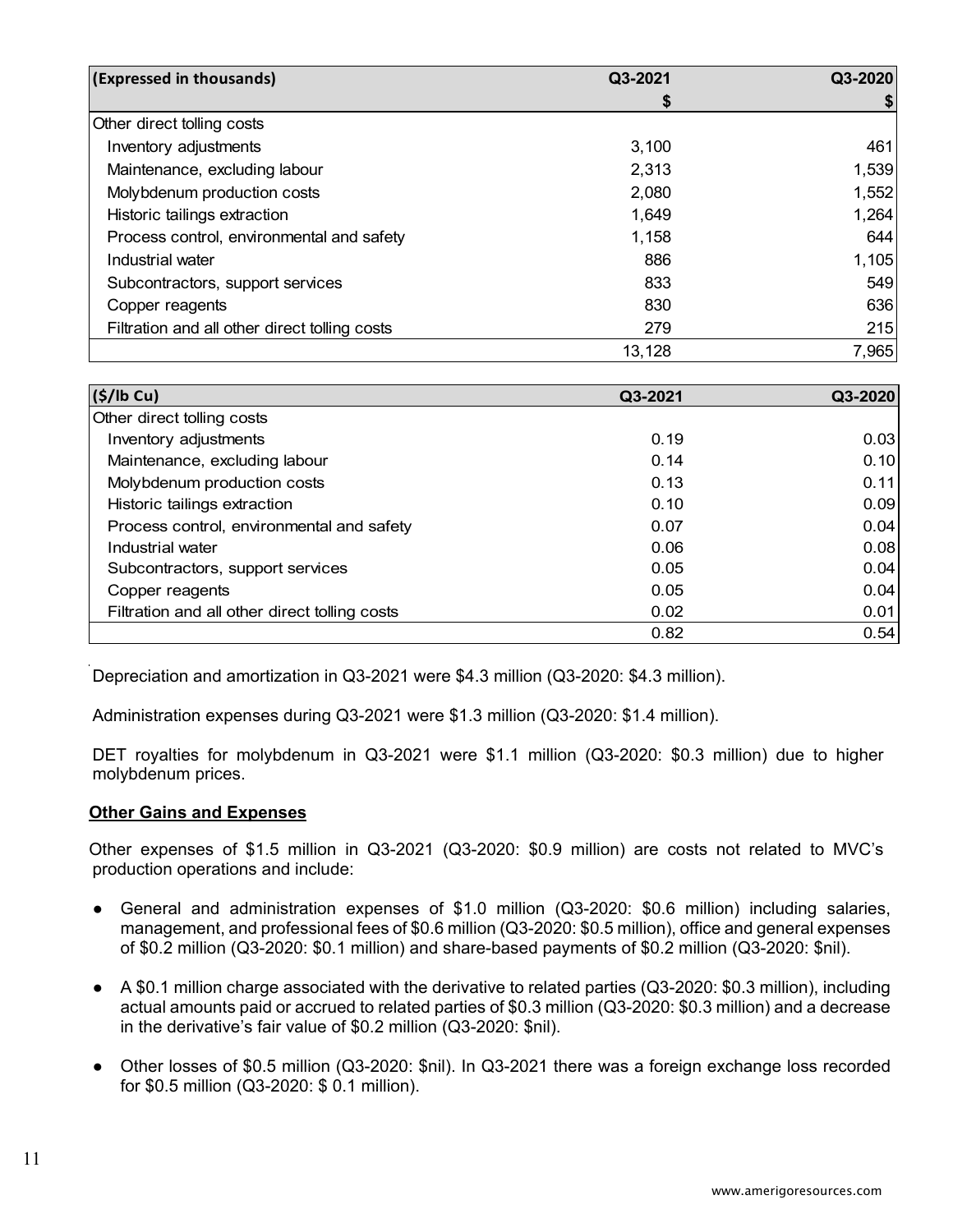| (Expressed in thousands) | Q3-2021<br>$ | Q3-2020<br>$ |
|---|---|---|
| Other direct tolling costs | | |
| Inventory adjustments | 3,100 | 461 |
| Maintenance, excluding labour | 2,313 | 1,539 |
| Molybdenum production costs | 2,080 | 1,552 |
| Historic tailings extraction | 1,649 | 1,264 |
| Process control, environmental and safety | 1,158 | 644 |
| Industrial water | 886 | 1,105 |
| Subcontractors, support services | 833 | 549 |
| Copper reagents | 830 | 636 |
| Filtration and all other direct tolling costs | 279 | 215 |
| | 13,128 | 7,965 |

| ($/lb Cu) | Q3-2021 | Q3-2020 |
|---|---|---|
| Other direct tolling costs | | |
| Inventory adjustments | 0.19 | 0.03 |
| Maintenance, excluding labour | 0.14 | 0.10 |
| Molybdenum production costs | 0.13 | 0.11 |
| Historic tailings extraction | 0.10 | 0.09 |
| Process control, environmental and safety | 0.07 | 0.04 |
| Industrial water | 0.06 | 0.08 |
| Subcontractors, support services | 0.05 | 0.04 |
| Copper reagents | 0.05 | 0.04 |
| Filtration and all other direct tolling costs | 0.02 | 0.01 |
| | 0.82 | 0.54 |

Depreciation and amortization in Q3-2021 were $4.3 million (Q3-2020: $4.3 million).

Administration expenses during Q3-2021 were $1.3 million (Q3-2020: $1.4 million).

DET royalties for molybdenum in Q3-2021 were $1.1 million (Q3-2020: $0.3 million) due to higher molybdenum prices.

**Other Gains and Expenses**

Other expenses of $1.5 million in Q3-2021 (Q3-2020: $0.9 million) are costs not related to MVC's production operations and include:

- General and administration expenses of $1.0 million (Q3-2020: $0.6 million) including salaries, management, and professional fees of $0.6 million (Q3-2020: $0.5 million), office and general expenses of $0.2 million (Q3-2020: $0.1 million) and share-based payments of $0.2 million (Q3-2020: $nil).

- A $0.1 million charge associated with the derivative to related parties (Q3-2020: $0.3 million), including actual amounts paid or accrued to related parties of $0.3 million (Q3-2020: $0.3 million) and a decrease in the derivative's fair value of $0.2 million (Q3-2020: $nil).

- Other losses of $0.5 million (Q3-2020: $nil). In Q3-2021 there was a foreign exchange loss recorded for $0.5 million (Q3-2020: $ 0.1 million).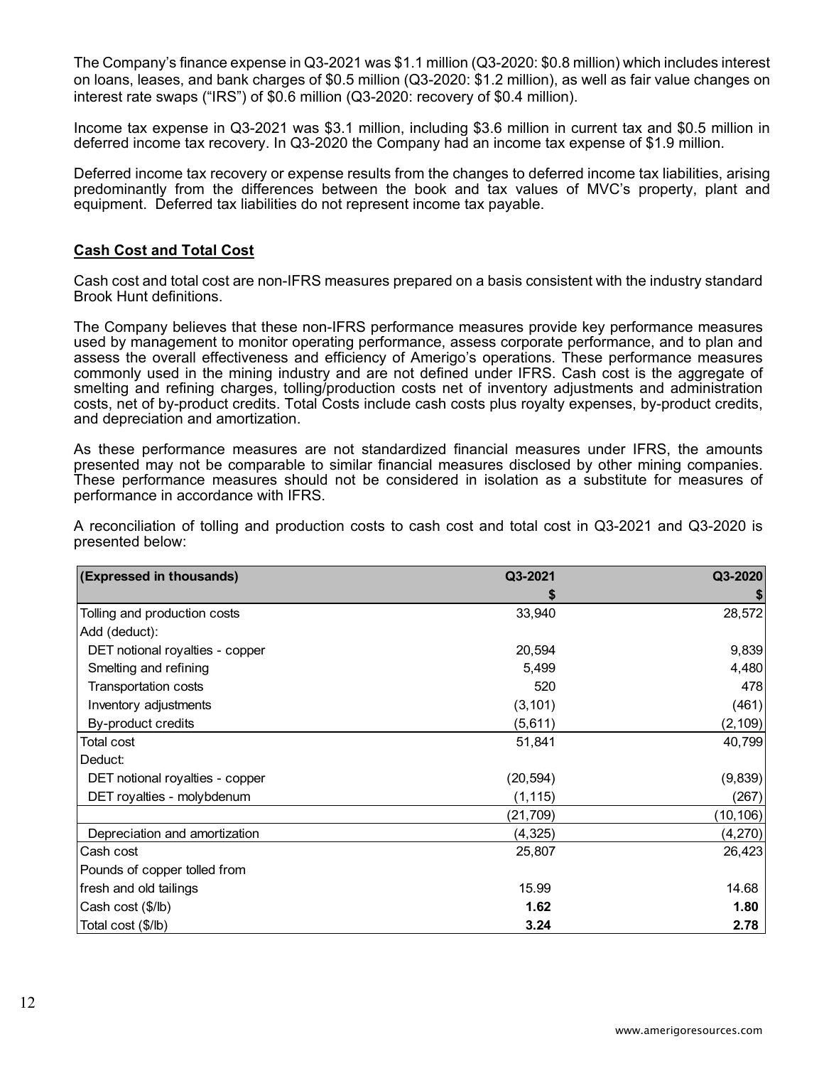The Company's finance expense in Q3-2021 was $1.1 million (Q3-2020: $0.8 million) which includes interest on loans, leases, and bank charges of $0.5 million (Q3-2020: $1.2 million), as well as fair value changes on interest rate swaps ("IRS") of $0.6 million (Q3-2020: recovery of $0.4 million).

Income tax expense in Q3-2021 was $3.1 million, including $3.6 million in current tax and $0.5 million in deferred income tax recovery. In Q3-2020 the Company had an income tax expense of $1.9 million.

Deferred income tax recovery or expense results from the changes to deferred income tax liabilities, arising predominantly from the differences between the book and tax values of MVC's property, plant and equipment. Deferred tax liabilities do not represent income tax payable.

## Cash Cost and Total Cost

Cash cost and total cost are non-IFRS measures prepared on a basis consistent with the industry standard Brook Hunt definitions.

The Company believes that these non-IFRS performance measures provide key performance measures used by management to monitor operating performance, assess corporate performance, and to plan and assess the overall effectiveness and efficiency of Amerigo's operations. These performance measures commonly used in the mining industry and are not defined under IFRS. Cash cost is the aggregate of smelting and refining charges, tolling/production costs net of inventory adjustments and administration costs, net of by-product credits. Total Costs include cash costs plus royalty expenses, by-product credits, and depreciation and amortization.

As these performance measures are not standardized financial measures under IFRS, the amounts presented may not be comparable to similar financial measures disclosed by other mining companies. These performance measures should not be considered in isolation as a substitute for measures of performance in accordance with IFRS.

A reconciliation of tolling and production costs to cash cost and total cost in Q3-2021 and Q3-2020 is presented below:

| (Expressed in thousands) | Q3-2021 | Q3-2020 |
|---|---|---|
| | $ | $ |
| Tolling and production costs | 33,940 | 28,572 |
| Add (deduct): | | |
| DET notional royalties - copper | 20,594 | 9,839 |
| Smelting and refining | 5,499 | 4,480 |
| Transportation costs | 520 | 478 |
| Inventory adjustments | (3,101) | (461) |
| By-product credits | (5,611) | (2,109) |
| Total cost | 51,841 | 40,799 |
| Deduct: | | |
| DET notional royalties - copper | (20,594) | (9,839) |
| DET royalties - molybdenum | (1,115) | (267) |
| | (21,709) | (10,106) |
| Depreciation and amortization | (4,325) | (4,270) |
| Cash cost | 25,807 | 26,423 |
| Pounds of copper tolled from | | |
| fresh and old tailings | 15.99 | 14.68 |
| Cash cost ($/lb) | **1.62** | **1.80** |
| Total cost ($/lb) | **3.24** | **2.78** |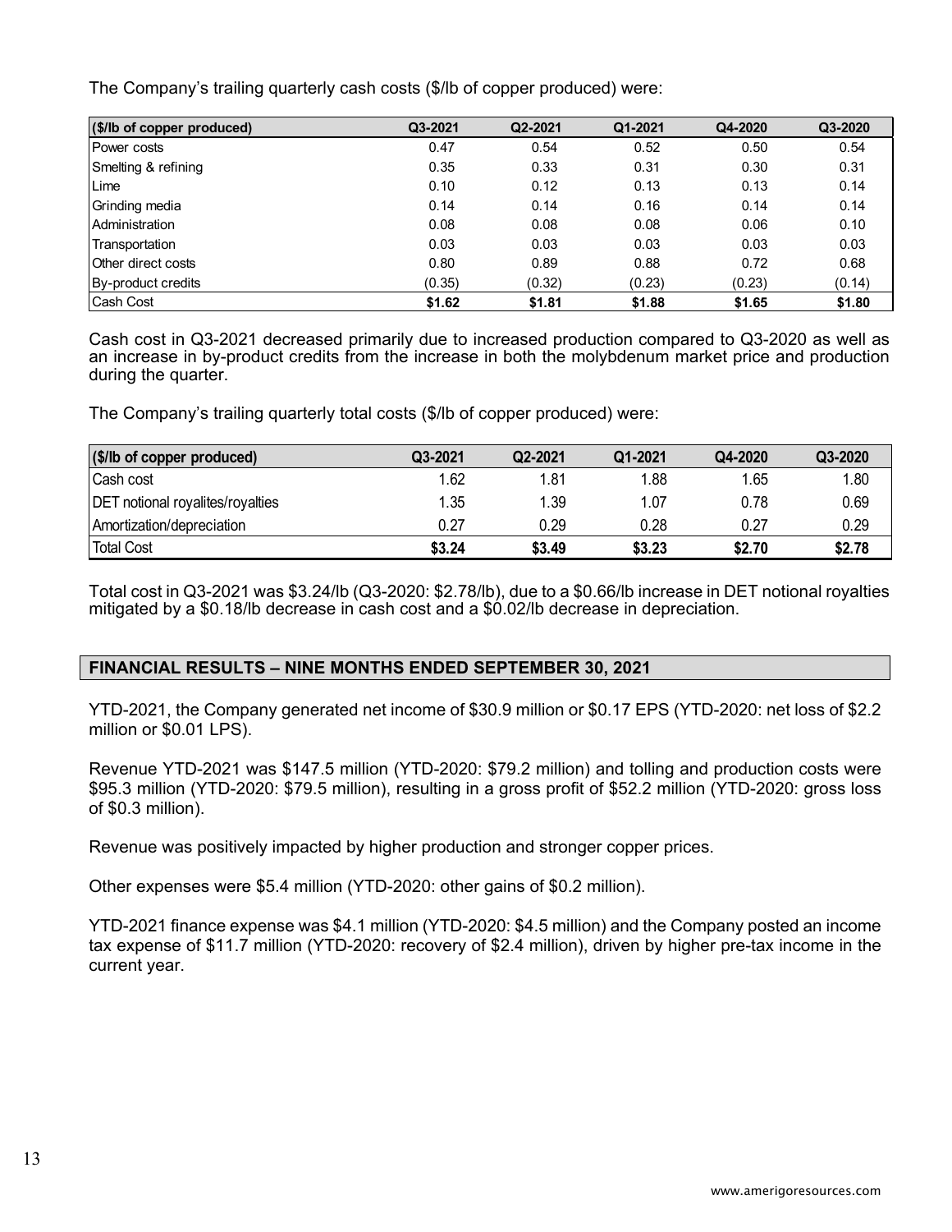The Company's trailing quarterly cash costs ($/lb of copper produced) were:

| ($/lb of copper produced) | Q3-2021 | Q2-2021 | Q1-2021 | Q4-2020 | Q3-2020 |
|---|---|---|---|---|---|
| Power costs | 0.47 | 0.54 | 0.52 | 0.50 | 0.54 |
| Smelting & refining | 0.35 | 0.33 | 0.31 | 0.30 | 0.31 |
| Lime | 0.10 | 0.12 | 0.13 | 0.13 | 0.14 |
| Grinding media | 0.14 | 0.14 | 0.16 | 0.14 | 0.14 |
| Administration | 0.08 | 0.08 | 0.08 | 0.06 | 0.10 |
| Transportation | 0.03 | 0.03 | 0.03 | 0.03 | 0.03 |
| Other direct costs | 0.80 | 0.89 | 0.88 | 0.72 | 0.68 |
| By-product credits | (0.35) | (0.32) | (0.23) | (0.23) | (0.14) |
| Cash Cost | **$1.62** | **$1.81** | **$1.88** | **$1.65** | **$1.80** |

Cash cost in Q3-2021 decreased primarily due to increased production compared to Q3-2020 as well as an increase in by-product credits from the increase in both the molybdenum market price and production during the quarter.

The Company's trailing quarterly total costs ($/lb of copper produced) were:

| ($/lb of copper produced) | Q3-2021 | Q2-2021 | Q1-2021 | Q4-2020 | Q3-2020 |
|---|---|---|---|---|---|
| Cash cost | 1.62 | 1.81 | 1.88 | 1.65 | 1.80 |
| DET notional royalites/royalties | 1.35 | 1.39 | 1.07 | 0.78 | 0.69 |
| Amortization/depreciation | 0.27 | 0.29 | 0.28 | 0.27 | 0.29 |
| Total Cost | **$3.24** | **$3.49** | **$3.23** | **$2.70** | **$2.78** |

Total cost in Q3-2021 was $3.24/lb (Q3-2020: $2.78/lb), due to a $0.66/lb increase in DET notional royalties mitigated by a $0.18/lb decrease in cash cost and a $0.02/lb decrease in depreciation.

## FINANCIAL RESULTS – NINE MONTHS ENDED SEPTEMBER 30, 2021

YTD-2021, the Company generated net income of $30.9 million or $0.17 EPS (YTD-2020: net loss of $2.2 million or $0.01 LPS).

Revenue YTD-2021 was $147.5 million (YTD-2020: $79.2 million) and tolling and production costs were $95.3 million (YTD-2020: $79.5 million), resulting in a gross profit of $52.2 million (YTD-2020: gross loss of $0.3 million).

Revenue was positively impacted by higher production and stronger copper prices.

Other expenses were $5.4 million (YTD-2020: other gains of $0.2 million).

YTD-2021 finance expense was $4.1 million (YTD-2020: $4.5 million) and the Company posted an income tax expense of $11.7 million (YTD-2020: recovery of $2.4 million), driven by higher pre-tax income in the current year.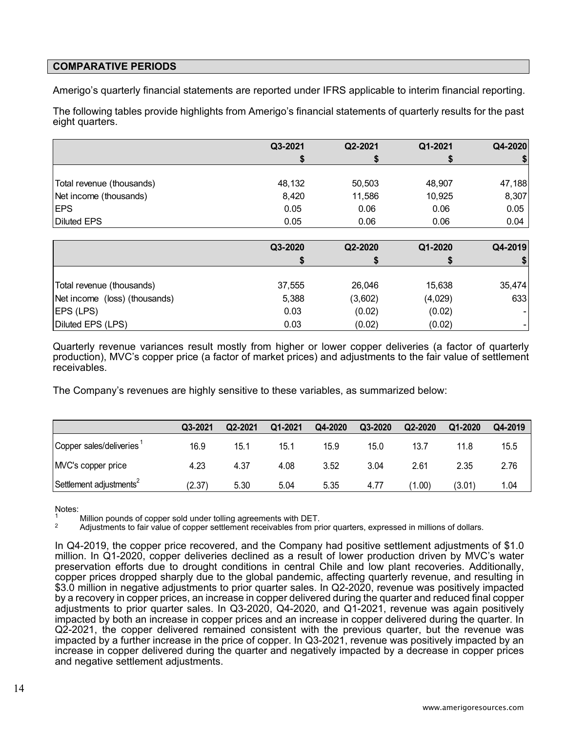## COMPARATIVE PERIODS

Amerigo's quarterly financial statements are reported under IFRS applicable to interim financial reporting.

The following tables provide highlights from Amerigo's financial statements of quarterly results for the past eight quarters.

| | Q3-2021 | Q2-2021 | Q1-2021 | Q4-2020 |
|---|---|---|---|---|
| | $ | $ | $ | $ |
| Total revenue (thousands) | 48,132 | 50,503 | 48,907 | 47,188 |
| Net income (thousands) | 8,420 | 11,586 | 10,925 | 8,307 |
| EPS | 0.05 | 0.06 | 0.06 | 0.05 |
| Diluted EPS | 0.05 | 0.06 | 0.06 | 0.04 |

| | Q3-2020 | Q2-2020 | Q1-2020 | Q4-2019 |
|---|---|---|---|---|
| | $ | $ | $ | $ |
| Total revenue (thousands) | 37,555 | 26,046 | 15,638 | 35,474 |
| Net income (loss) (thousands) | 5,388 | (3,602) | (4,029) | 633 |
| EPS (LPS) | 0.03 | (0.02) | (0.02) | - |
| Diluted EPS (LPS) | 0.03 | (0.02) | (0.02) | - |

Quarterly revenue variances result mostly from higher or lower copper deliveries (a factor of quarterly production), MVC's copper price (a factor of market prices) and adjustments to the fair value of settlement receivables.

The Company's revenues are highly sensitive to these variables, as summarized below:

| | Q3-2021 | Q2-2021 | Q1-2021 | Q4-2020 | Q3-2020 | Q2-2020 | Q1-2020 | Q4-2019 |
|---|---|---|---|---|---|---|---|---|
| Copper sales/deliveries [1] | 16.9 | 15.1 | 15.1 | 15.9 | 15.0 | 13.7 | 11.8 | 15.5 |
| MVC's copper price | 4.23 | 4.37 | 4.08 | 3.52 | 3.04 | 2.61 | 2.35 | 2.76 |
| Settlement adjustments [2] | (2.37) | 5.30 | 5.04 | 5.35 | 4.77 | (1.00) | (3.01) | 1.04 |

Notes:

[1] Million pounds of copper sold under tolling agreements with DET.

[2] Adjustments to fair value of copper settlement receivables from prior quarters, expressed in millions of dollars.

In Q4-2019, the copper price recovered, and the Company had positive settlement adjustments of $1.0 million. In Q1-2020, copper deliveries declined as a result of lower production driven by MVC's water preservation efforts due to drought conditions in central Chile and low plant recoveries. Additionally, copper prices dropped sharply due to the global pandemic, affecting quarterly revenue, and resulting in $3.0 million in negative adjustments to prior quarter sales. In Q2-2020, revenue was positively impacted by a recovery in copper prices, an increase in copper delivered during the quarter and reduced final copper adjustments to prior quarter sales. In Q3-2020, Q4-2020, and Q1-2021, revenue was again positively impacted by both an increase in copper prices and an increase in copper delivered during the quarter. In Q2-2021, the copper delivered remained consistent with the previous quarter, but the revenue was impacted by a further increase in the price of copper. In Q3-2021, revenue was positively impacted by an increase in copper delivered during the quarter and negatively impacted by a decrease in copper prices and negative settlement adjustments.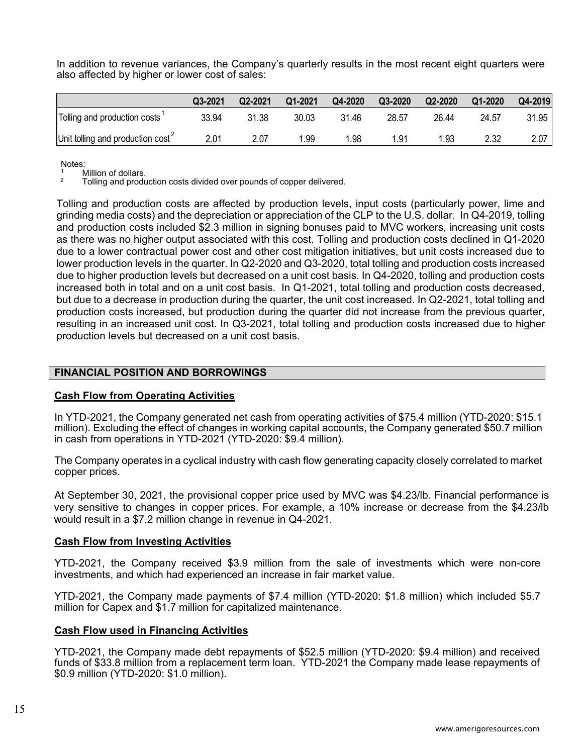In addition to revenue variances, the Company's quarterly results in the most recent eight quarters were also affected by higher or lower cost of sales:

| | Q3-2021 | Q2-2021 | Q1-2021 | Q4-2020 | Q3-2020 | Q2-2020 | Q1-2020 | Q4-2019 |
|---|---|---|---|---|---|---|---|---|
| Tolling and production costs [1] | 33.94 | 31.38 | 30.03 | 31.46 | 28.57 | 26.44 | 24.57 | 31.95 |
| Unit tolling and production cost [2] | 2.01 | 2.07 | 1.99 | 1.98 | 1.91 | 1.93 | 2.32 | 2.07 |

Notes:
[1] Million of dollars.
[2] Tolling and production costs divided over pounds of copper delivered.

Tolling and production costs are affected by production levels, input costs (particularly power, lime and grinding media costs) and the depreciation or appreciation of the CLP to the U.S. dollar. In Q4-2019, tolling and production costs included $2.3 million in signing bonuses paid to MVC workers, increasing unit costs as there was no higher output associated with this cost. Tolling and production costs declined in Q1-2020 due to a lower contractual power cost and other cost mitigation initiatives, but unit costs increased due to lower production levels in the quarter. In Q2-2020 and Q3-2020, total tolling and production costs increased due to higher production levels but decreased on a unit cost basis. In Q4-2020, tolling and production costs increased both in total and on a unit cost basis. In Q1-2021, total tolling and production costs decreased, but due to a decrease in production during the quarter, the unit cost increased. In Q2-2021, total tolling and production costs increased, but production during the quarter did not increase from the previous quarter, resulting in an increased unit cost. In Q3-2021, total tolling and production costs increased due to higher production levels but decreased on a unit cost basis.

## FINANCIAL POSITION AND BORROWINGS

### Cash Flow from Operating Activities

In YTD-2021, the Company generated net cash from operating activities of $75.4 million (YTD-2020: $15.1 million). Excluding the effect of changes in working capital accounts, the Company generated $50.7 million in cash from operations in YTD-2021 (YTD-2020: $9.4 million).

The Company operates in a cyclical industry with cash flow generating capacity closely correlated to market copper prices.

At September 30, 2021, the provisional copper price used by MVC was $4.23/lb. Financial performance is very sensitive to changes in copper prices. For example, a 10% increase or decrease from the $4.23/lb would result in a $7.2 million change in revenue in Q4-2021.

### Cash Flow from Investing Activities

YTD-2021, the Company received $3.9 million from the sale of investments which were non-core investments, and which had experienced an increase in fair market value.

YTD-2021, the Company made payments of $7.4 million (YTD-2020: $1.8 million) which included $5.7 million for Capex and $1.7 million for capitalized maintenance.

### Cash Flow used in Financing Activities

YTD-2021, the Company made debt repayments of $52.5 million (YTD-2020: $9.4 million) and received funds of $33.8 million from a replacement term loan. YTD-2021 the Company made lease repayments of $0.9 million (YTD-2020: $1.0 million).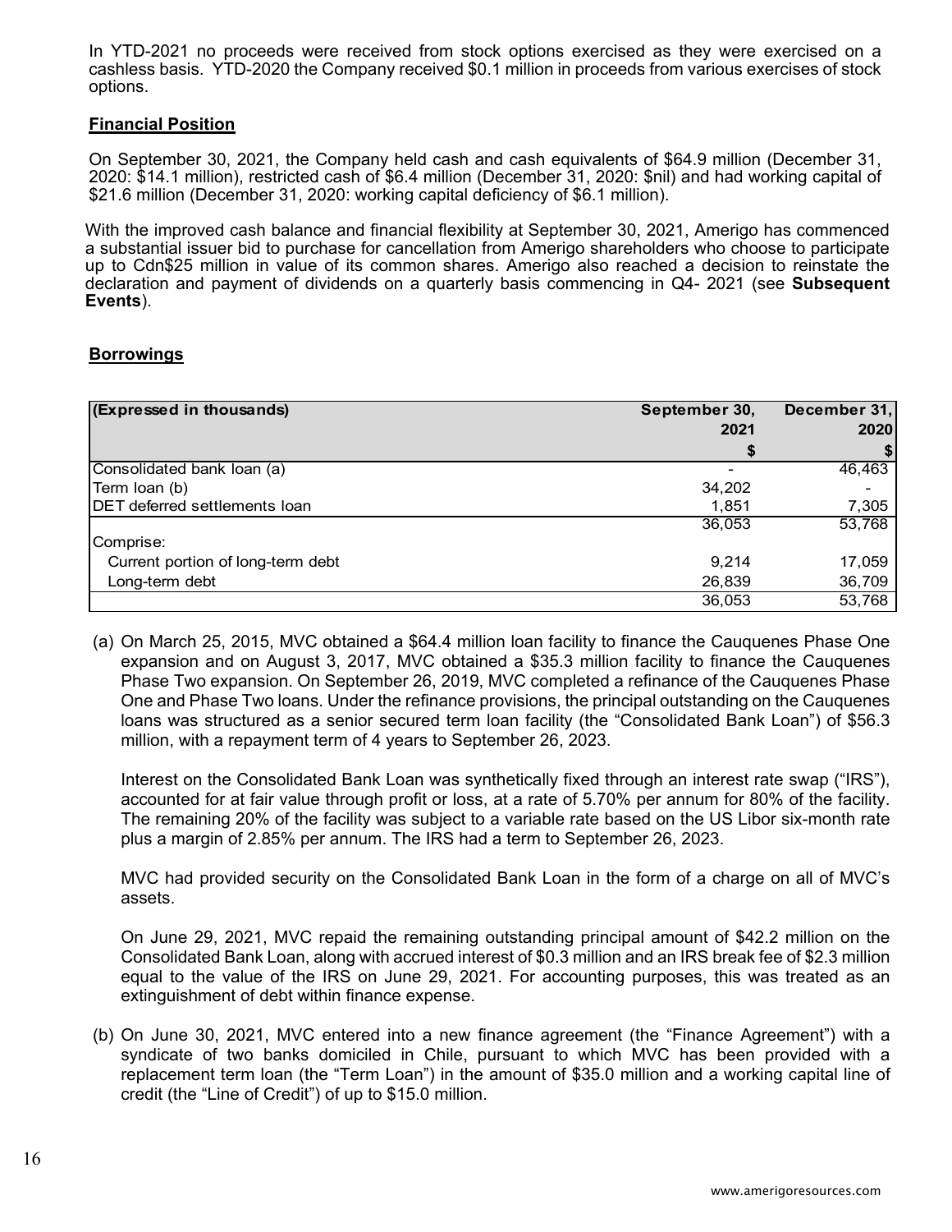In YTD-2021 no proceeds were received from stock options exercised as they were exercised on a cashless basis. YTD-2020 the Company received $0.1 million in proceeds from various exercises of stock options.

**Financial Position**

On September 30, 2021, the Company held cash and cash equivalents of $64.9 million (December 31, 2020: $14.1 million), restricted cash of $6.4 million (December 31, 2020: $nil) and had working capital of $21.6 million (December 31, 2020: working capital deficiency of $6.1 million).

With the improved cash balance and financial flexibility at September 30, 2021, Amerigo has commenced a substantial issuer bid to purchase for cancellation from Amerigo shareholders who choose to participate up to Cdn$25 million in value of its common shares. Amerigo also reached a decision to reinstate the declaration and payment of dividends on a quarterly basis commencing in Q4- 2021 (see **Subsequent Events**).

**Borrowings**

| (Expressed in thousands) | September 30, 2021 | December 31, 2020 |
|---|---|---|
| | $ | $ |
| Consolidated bank loan (a) | - | 46,463 |
| Term loan (b) | 34,202 | - |
| DET deferred settlements loan | 1,851 | 7,305 |
| | 36,053 | 53,768 |
| Comprise: | | |
| Current portion of long-term debt | 9,214 | 17,059 |
| Long-term debt | 26,839 | 36,709 |
| | 36,053 | 53,768 |

(a) On March 25, 2015, MVC obtained a $64.4 million loan facility to finance the Cauquenes Phase One expansion and on August 3, 2017, MVC obtained a $35.3 million facility to finance the Cauquenes Phase Two expansion. On September 26, 2019, MVC completed a refinance of the Cauquenes Phase One and Phase Two loans. Under the refinance provisions, the principal outstanding on the Cauquenes loans was structured as a senior secured term loan facility (the "Consolidated Bank Loan") of $56.3 million, with a repayment term of 4 years to September 26, 2023.

Interest on the Consolidated Bank Loan was synthetically fixed through an interest rate swap ("IRS"), accounted for at fair value through profit or loss, at a rate of 5.70% per annum for 80% of the facility. The remaining 20% of the facility was subject to a variable rate based on the US Libor six-month rate plus a margin of 2.85% per annum. The IRS had a term to September 26, 2023.

MVC had provided security on the Consolidated Bank Loan in the form of a charge on all of MVC's assets.

On June 29, 2021, MVC repaid the remaining outstanding principal amount of $42.2 million on the Consolidated Bank Loan, along with accrued interest of $0.3 million and an IRS break fee of $2.3 million equal to the value of the IRS on June 29, 2021. For accounting purposes, this was treated as an extinguishment of debt within finance expense.

(b) On June 30, 2021, MVC entered into a new finance agreement (the "Finance Agreement") with a syndicate of two banks domiciled in Chile, pursuant to which MVC has been provided with a replacement term loan (the "Term Loan") in the amount of $35.0 million and a working capital line of credit (the "Line of Credit") of up to $15.0 million.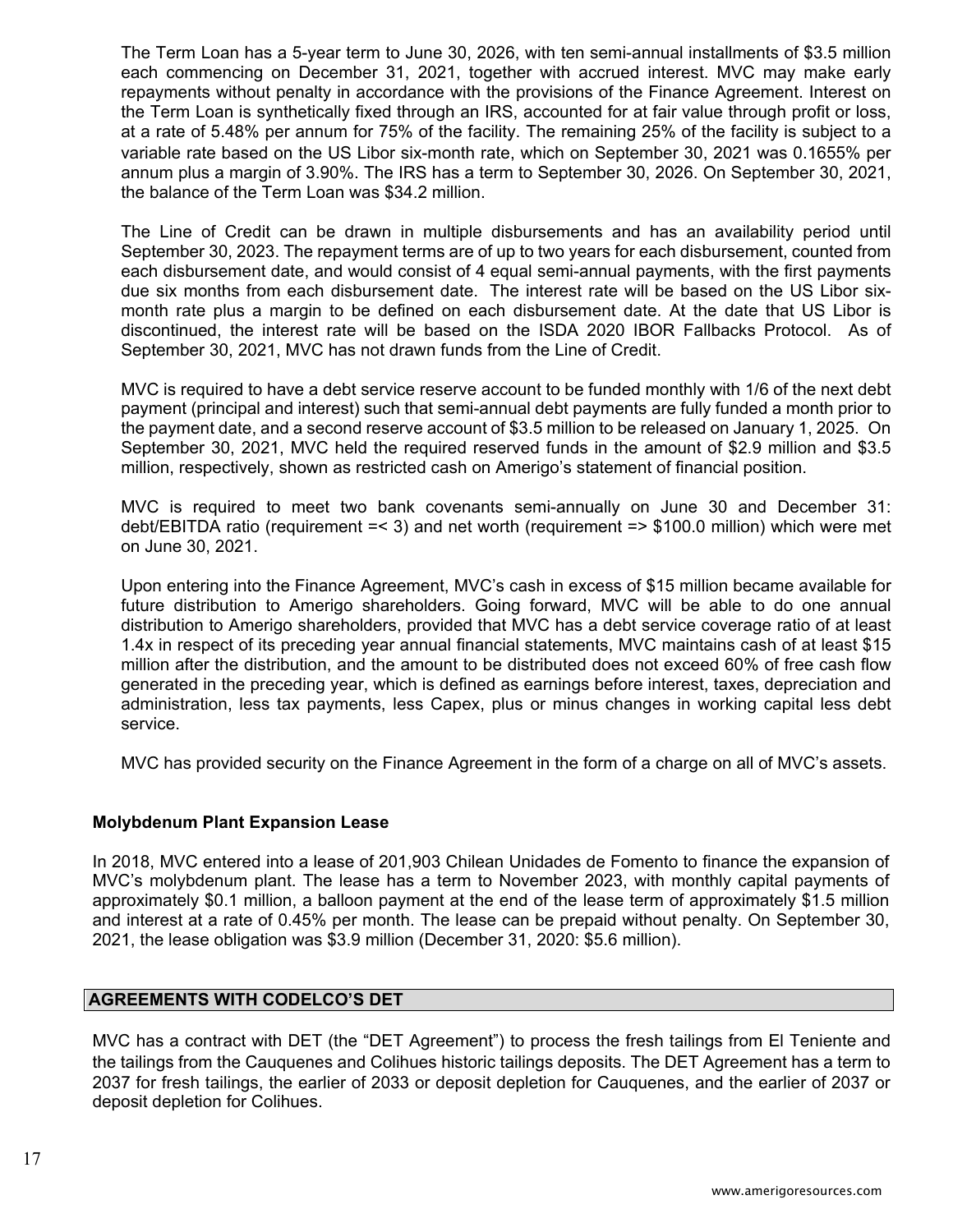The Term Loan has a 5-year term to June 30, 2026, with ten semi-annual installments of $3.5 million each commencing on December 31, 2021, together with accrued interest. MVC may make early repayments without penalty in accordance with the provisions of the Finance Agreement. Interest on the Term Loan is synthetically fixed through an IRS, accounted for at fair value through profit or loss, at a rate of 5.48% per annum for 75% of the facility. The remaining 25% of the facility is subject to a variable rate based on the US Libor six-month rate, which on September 30, 2021 was 0.1655% per annum plus a margin of 3.90%. The IRS has a term to September 30, 2026. On September 30, 2021, the balance of the Term Loan was $34.2 million.

The Line of Credit can be drawn in multiple disbursements and has an availability period until September 30, 2023. The repayment terms are of up to two years for each disbursement, counted from each disbursement date, and would consist of 4 equal semi-annual payments, with the first payments due six months from each disbursement date. The interest rate will be based on the US Libor six-month rate plus a margin to be defined on each disbursement date. At the date that US Libor is discontinued, the interest rate will be based on the ISDA 2020 IBOR Fallbacks Protocol. As of September 30, 2021, MVC has not drawn funds from the Line of Credit.

MVC is required to have a debt service reserve account to be funded monthly with 1/6 of the next debt payment (principal and interest) such that semi-annual debt payments are fully funded a month prior to the payment date, and a second reserve account of $3.5 million to be released on January 1, 2025. On September 30, 2021, MVC held the required reserved funds in the amount of $2.9 million and $3.5 million, respectively, shown as restricted cash on Amerigo's statement of financial position.

MVC is required to meet two bank covenants semi-annually on June 30 and December 31: debt/EBITDA ratio (requirement =< 3) and net worth (requirement => $100.0 million) which were met on June 30, 2021.

Upon entering into the Finance Agreement, MVC's cash in excess of $15 million became available for future distribution to Amerigo shareholders. Going forward, MVC will be able to do one annual distribution to Amerigo shareholders, provided that MVC has a debt service coverage ratio of at least 1.4x in respect of its preceding year annual financial statements, MVC maintains cash of at least $15 million after the distribution, and the amount to be distributed does not exceed 60% of free cash flow generated in the preceding year, which is defined as earnings before interest, taxes, depreciation and administration, less tax payments, less Capex, plus or minus changes in working capital less debt service.

MVC has provided security on the Finance Agreement in the form of a charge on all of MVC's assets.

### Molybdenum Plant Expansion Lease

In 2018, MVC entered into a lease of 201,903 Chilean Unidades de Fomento to finance the expansion of MVC's molybdenum plant. The lease has a term to November 2023, with monthly capital payments of approximately $0.1 million, a balloon payment at the end of the lease term of approximately $1.5 million and interest at a rate of 0.45% per month. The lease can be prepaid without penalty. On September 30, 2021, the lease obligation was $3.9 million (December 31, 2020: $5.6 million).

## AGREEMENTS WITH CODELCO'S DET

MVC has a contract with DET (the "DET Agreement") to process the fresh tailings from El Teniente and the tailings from the Cauquenes and Colihues historic tailings deposits. The DET Agreement has a term to 2037 for fresh tailings, the earlier of 2033 or deposit depletion for Cauquenes, and the earlier of 2037 or deposit depletion for Colihues.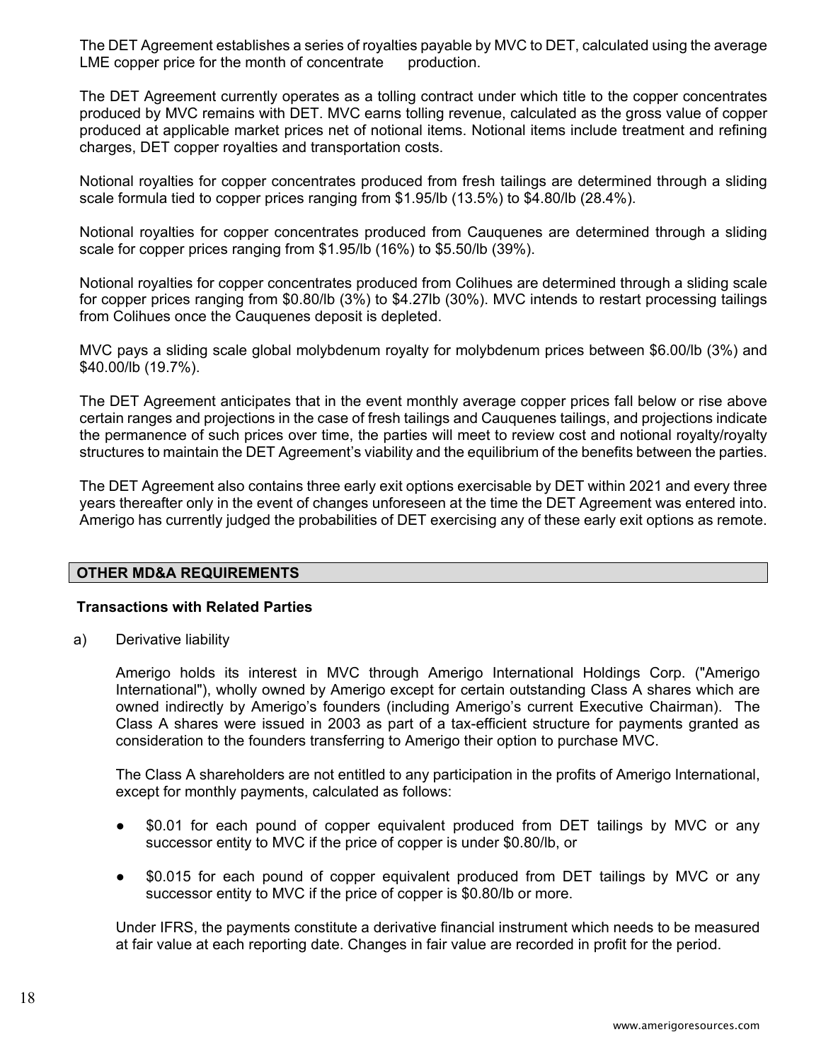The DET Agreement establishes a series of royalties payable by MVC to DET, calculated using the average LME copper price for the month of concentrate production.

The DET Agreement currently operates as a tolling contract under which title to the copper concentrates produced by MVC remains with DET. MVC earns tolling revenue, calculated as the gross value of copper produced at applicable market prices net of notional items. Notional items include treatment and refining charges, DET copper royalties and transportation costs.

Notional royalties for copper concentrates produced from fresh tailings are determined through a sliding scale formula tied to copper prices ranging from $1.95/lb (13.5%) to $4.80/lb (28.4%).

Notional royalties for copper concentrates produced from Cauquenes are determined through a sliding scale for copper prices ranging from $1.95/lb (16%) to $5.50/lb (39%).

Notional royalties for copper concentrates produced from Colihues are determined through a sliding scale for copper prices ranging from $0.80/lb (3%) to $4.27lb (30%). MVC intends to restart processing tailings from Colihues once the Cauquenes deposit is depleted.

MVC pays a sliding scale global molybdenum royalty for molybdenum prices between $6.00/lb (3%) and $40.00/lb (19.7%).

The DET Agreement anticipates that in the event monthly average copper prices fall below or rise above certain ranges and projections in the case of fresh tailings and Cauquenes tailings, and projections indicate the permanence of such prices over time, the parties will meet to review cost and notional royalty/royalty structures to maintain the DET Agreement's viability and the equilibrium of the benefits between the parties.

The DET Agreement also contains three early exit options exercisable by DET within 2021 and every three years thereafter only in the event of changes unforeseen at the time the DET Agreement was entered into. Amerigo has currently judged the probabilities of DET exercising any of these early exit options as remote.

## OTHER MD&A REQUIREMENTS

### Transactions with Related Parties

a) Derivative liability

Amerigo holds its interest in MVC through Amerigo International Holdings Corp. ("Amerigo International"), wholly owned by Amerigo except for certain outstanding Class A shares which are owned indirectly by Amerigo's founders (including Amerigo's current Executive Chairman). The Class A shares were issued in 2003 as part of a tax-efficient structure for payments granted as consideration to the founders transferring to Amerigo their option to purchase MVC.

The Class A shareholders are not entitled to any participation in the profits of Amerigo International, except for monthly payments, calculated as follows:

- $0.01 for each pound of copper equivalent produced from DET tailings by MVC or any successor entity to MVC if the price of copper is under $0.80/lb, or
- $0.015 for each pound of copper equivalent produced from DET tailings by MVC or any successor entity to MVC if the price of copper is $0.80/lb or more.

Under IFRS, the payments constitute a derivative financial instrument which needs to be measured at fair value at each reporting date. Changes in fair value are recorded in profit for the period.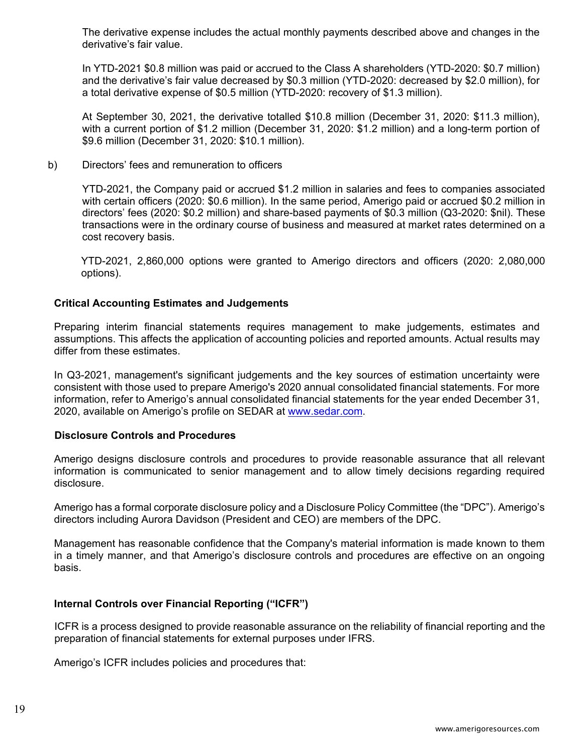The derivative expense includes the actual monthly payments described above and changes in the derivative's fair value.

In YTD-2021 $0.8 million was paid or accrued to the Class A shareholders (YTD-2020: $0.7 million) and the derivative's fair value decreased by $0.3 million (YTD-2020: decreased by $2.0 million), for a total derivative expense of $0.5 million (YTD-2020: recovery of $1.3 million).

At September 30, 2021, the derivative totalled $10.8 million (December 31, 2020: $11.3 million), with a current portion of $1.2 million (December 31, 2020: $1.2 million) and a long-term portion of $9.6 million (December 31, 2020: $10.1 million).

b) Directors' fees and remuneration to officers

YTD-2021, the Company paid or accrued $1.2 million in salaries and fees to companies associated with certain officers (2020: $0.6 million). In the same period, Amerigo paid or accrued $0.2 million in directors' fees (2020: $0.2 million) and share-based payments of $0.3 million (Q3-2020: $nil). These transactions were in the ordinary course of business and measured at market rates determined on a cost recovery basis.

YTD-2021, 2,860,000 options were granted to Amerigo directors and officers (2020: 2,080,000 options).

### Critical Accounting Estimates and Judgements

Preparing interim financial statements requires management to make judgements, estimates and assumptions. This affects the application of accounting policies and reported amounts. Actual results may differ from these estimates.

In Q3-2021, management's significant judgements and the key sources of estimation uncertainty were consistent with those used to prepare Amerigo's 2020 annual consolidated financial statements. For more information, refer to Amerigo's annual consolidated financial statements for the year ended December 31, 2020, available on Amerigo's profile on SEDAR at www.sedar.com.

### Disclosure Controls and Procedures

Amerigo designs disclosure controls and procedures to provide reasonable assurance that all relevant information is communicated to senior management and to allow timely decisions regarding required disclosure.

Amerigo has a formal corporate disclosure policy and a Disclosure Policy Committee (the "DPC"). Amerigo's directors including Aurora Davidson (President and CEO) are members of the DPC.

Management has reasonable confidence that the Company's material information is made known to them in a timely manner, and that Amerigo's disclosure controls and procedures are effective on an ongoing basis.

### Internal Controls over Financial Reporting ("ICFR")

ICFR is a process designed to provide reasonable assurance on the reliability of financial reporting and the preparation of financial statements for external purposes under IFRS.

Amerigo's ICFR includes policies and procedures that: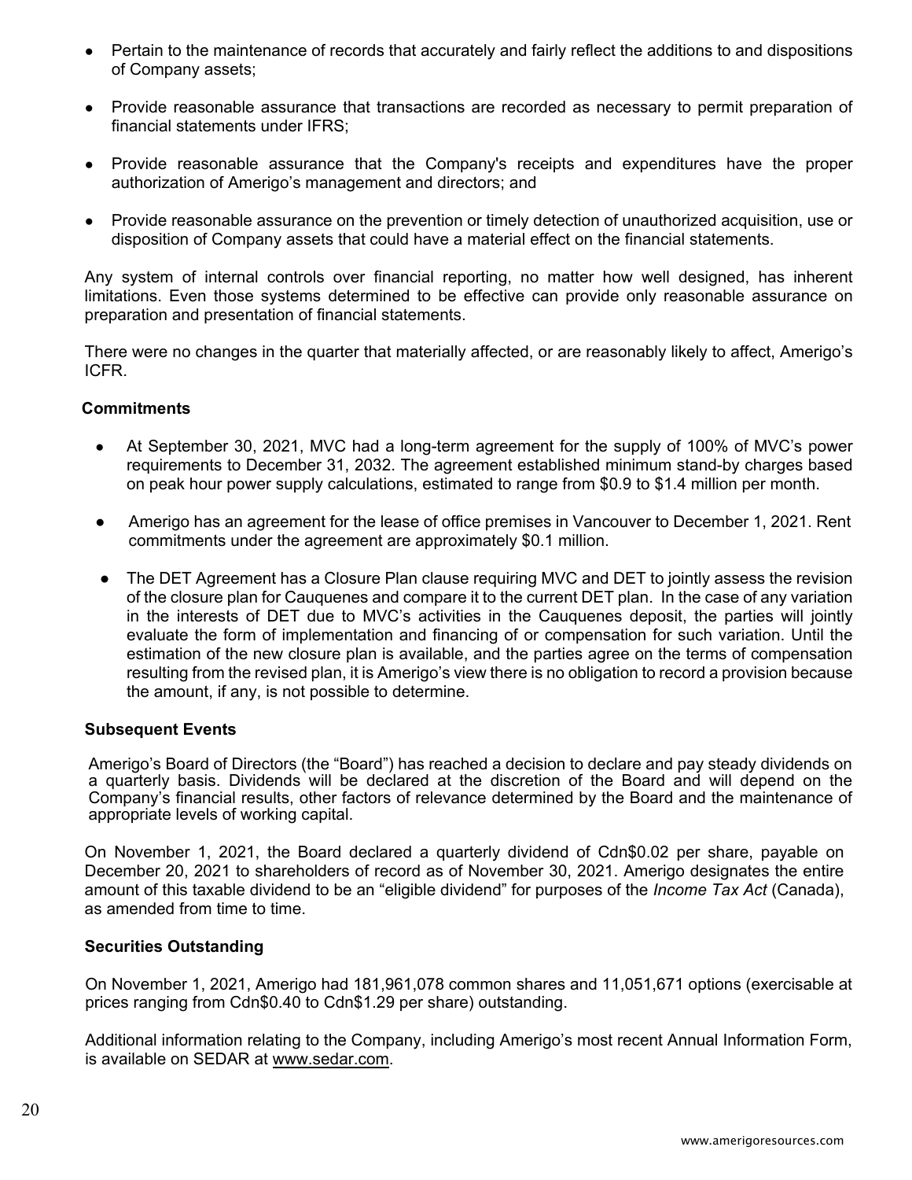- Pertain to the maintenance of records that accurately and fairly reflect the additions to and dispositions of Company assets;
- Provide reasonable assurance that transactions are recorded as necessary to permit preparation of financial statements under IFRS;
- Provide reasonable assurance that the Company's receipts and expenditures have the proper authorization of Amerigo's management and directors; and
- Provide reasonable assurance on the prevention or timely detection of unauthorized acquisition, use or disposition of Company assets that could have a material effect on the financial statements.

Any system of internal controls over financial reporting, no matter how well designed, has inherent limitations. Even those systems determined to be effective can provide only reasonable assurance on preparation and presentation of financial statements.

There were no changes in the quarter that materially affected, or are reasonably likely to affect, Amerigo's ICFR.

**Commitments**

- At September 30, 2021, MVC had a long-term agreement for the supply of 100% of MVC's power requirements to December 31, 2032. The agreement established minimum stand-by charges based on peak hour power supply calculations, estimated to range from $0.9 to $1.4 million per month.
- Amerigo has an agreement for the lease of office premises in Vancouver to December 1, 2021. Rent commitments under the agreement are approximately $0.1 million.
- The DET Agreement has a Closure Plan clause requiring MVC and DET to jointly assess the revision of the closure plan for Cauquenes and compare it to the current DET plan. In the case of any variation in the interests of DET due to MVC's activities in the Cauquenes deposit, the parties will jointly evaluate the form of implementation and financing of or compensation for such variation. Until the estimation of the new closure plan is available, and the parties agree on the terms of compensation resulting from the revised plan, it is Amerigo's view there is no obligation to record a provision because the amount, if any, is not possible to determine.

**Subsequent Events**

Amerigo's Board of Directors (the "Board") has reached a decision to declare and pay steady dividends on a quarterly basis. Dividends will be declared at the discretion of the Board and will depend on the Company's financial results, other factors of relevance determined by the Board and the maintenance of appropriate levels of working capital.

On November 1, 2021, the Board declared a quarterly dividend of Cdn$0.02 per share, payable on December 20, 2021 to shareholders of record as of November 30, 2021. Amerigo designates the entire amount of this taxable dividend to be an "eligible dividend" for purposes of the *Income Tax Act* (Canada), as amended from time to time.

**Securities Outstanding**

On November 1, 2021, Amerigo had 181,961,078 common shares and 11,051,671 options (exercisable at prices ranging from Cdn$0.40 to Cdn$1.29 per share) outstanding.

Additional information relating to the Company, including Amerigo's most recent Annual Information Form, is available on SEDAR at www.sedar.com.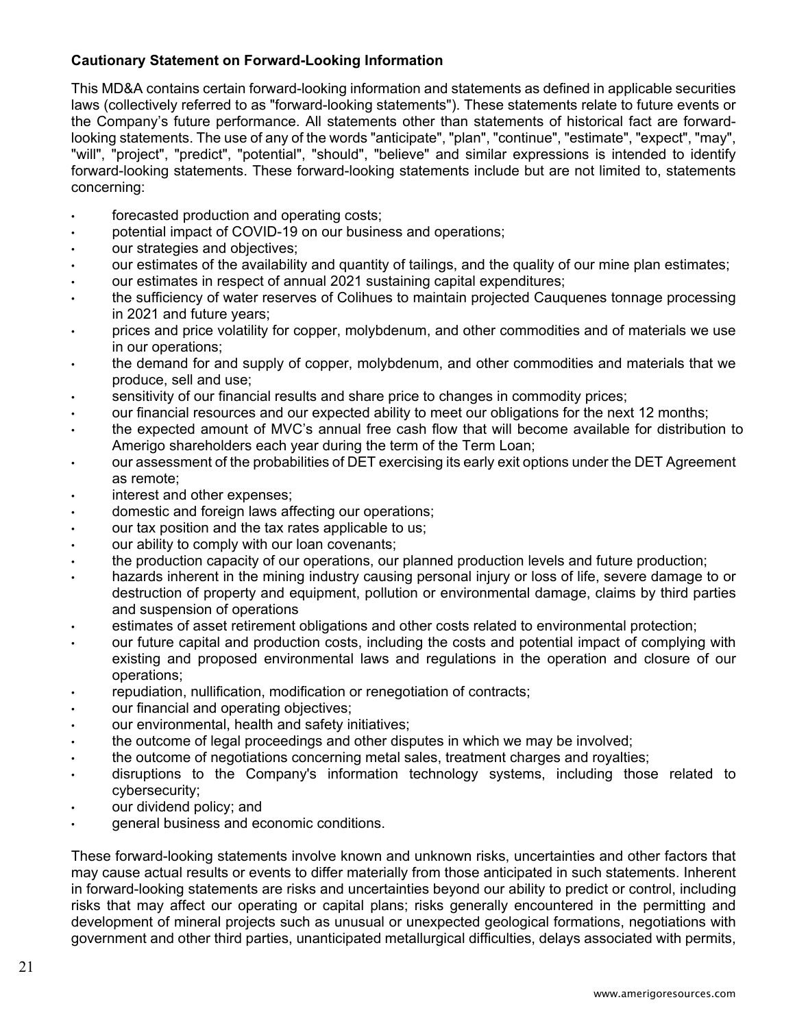**Cautionary Statement on Forward-Looking Information**

This MD&A contains certain forward-looking information and statements as defined in applicable securities laws (collectively referred to as "forward-looking statements"). These statements relate to future events or the Company's future performance. All statements other than statements of historical fact are forward-looking statements. The use of any of the words "anticipate", "plan", "continue", "estimate", "expect", "may", "will", "project", "predict", "potential", "should", "believe" and similar expressions is intended to identify forward-looking statements. These forward-looking statements include but are not limited to, statements concerning:

- forecasted production and operating costs;
- potential impact of COVID-19 on our business and operations;
- our strategies and objectives;
- our estimates of the availability and quantity of tailings, and the quality of our mine plan estimates;
- our estimates in respect of annual 2021 sustaining capital expenditures;
- the sufficiency of water reserves of Colihues to maintain projected Cauquenes tonnage processing in 2021 and future years;
- prices and price volatility for copper, molybdenum, and other commodities and of materials we use in our operations;
- the demand for and supply of copper, molybdenum, and other commodities and materials that we produce, sell and use;
- sensitivity of our financial results and share price to changes in commodity prices;
- our financial resources and our expected ability to meet our obligations for the next 12 months;
- the expected amount of MVC's annual free cash flow that will become available for distribution to Amerigo shareholders each year during the term of the Term Loan;
- our assessment of the probabilities of DET exercising its early exit options under the DET Agreement as remote;
- interest and other expenses;
- domestic and foreign laws affecting our operations;
- our tax position and the tax rates applicable to us;
- our ability to comply with our loan covenants;
- the production capacity of our operations, our planned production levels and future production;
- hazards inherent in the mining industry causing personal injury or loss of life, severe damage to or destruction of property and equipment, pollution or environmental damage, claims by third parties and suspension of operations
- estimates of asset retirement obligations and other costs related to environmental protection;
- our future capital and production costs, including the costs and potential impact of complying with existing and proposed environmental laws and regulations in the operation and closure of our operations;
- repudiation, nullification, modification or renegotiation of contracts;
- our financial and operating objectives;
- our environmental, health and safety initiatives;
- the outcome of legal proceedings and other disputes in which we may be involved;
- the outcome of negotiations concerning metal sales, treatment charges and royalties;
- disruptions to the Company's information technology systems, including those related to cybersecurity;
- our dividend policy; and
- general business and economic conditions.

These forward-looking statements involve known and unknown risks, uncertainties and other factors that may cause actual results or events to differ materially from those anticipated in such statements. Inherent in forward-looking statements are risks and uncertainties beyond our ability to predict or control, including risks that may affect our operating or capital plans; risks generally encountered in the permitting and development of mineral projects such as unusual or unexpected geological formations, negotiations with government and other third parties, unanticipated metallurgical difficulties, delays associated with permits,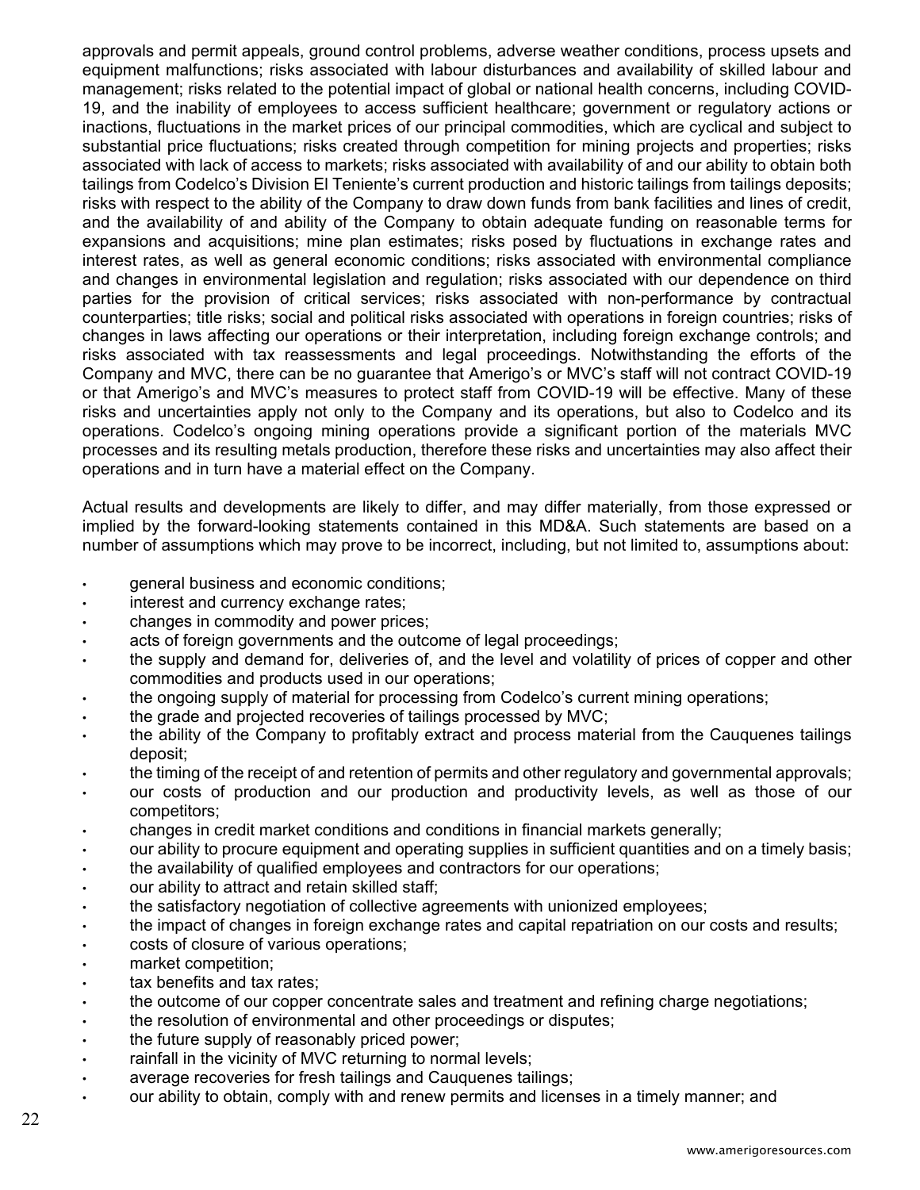approvals and permit appeals, ground control problems, adverse weather conditions, process upsets and equipment malfunctions; risks associated with labour disturbances and availability of skilled labour and management; risks related to the potential impact of global or national health concerns, including COVID-19, and the inability of employees to access sufficient healthcare; government or regulatory actions or inactions, fluctuations in the market prices of our principal commodities, which are cyclical and subject to substantial price fluctuations; risks created through competition for mining projects and properties; risks associated with lack of access to markets; risks associated with availability of and our ability to obtain both tailings from Codelco's Division El Teniente's current production and historic tailings from tailings deposits; risks with respect to the ability of the Company to draw down funds from bank facilities and lines of credit, and the availability of and ability of the Company to obtain adequate funding on reasonable terms for expansions and acquisitions; mine plan estimates; risks posed by fluctuations in exchange rates and interest rates, as well as general economic conditions; risks associated with environmental compliance and changes in environmental legislation and regulation; risks associated with our dependence on third parties for the provision of critical services; risks associated with non-performance by contractual counterparties; title risks; social and political risks associated with operations in foreign countries; risks of changes in laws affecting our operations or their interpretation, including foreign exchange controls; and risks associated with tax reassessments and legal proceedings. Notwithstanding the efforts of the Company and MVC, there can be no guarantee that Amerigo's or MVC's staff will not contract COVID-19 or that Amerigo's and MVC's measures to protect staff from COVID-19 will be effective. Many of these risks and uncertainties apply not only to the Company and its operations, but also to Codelco and its operations. Codelco's ongoing mining operations provide a significant portion of the materials MVC processes and its resulting metals production, therefore these risks and uncertainties may also affect their operations and in turn have a material effect on the Company.

Actual results and developments are likely to differ, and may differ materially, from those expressed or implied by the forward-looking statements contained in this MD&A. Such statements are based on a number of assumptions which may prove to be incorrect, including, but not limited to, assumptions about:

- general business and economic conditions;
- interest and currency exchange rates;
- changes in commodity and power prices;
- acts of foreign governments and the outcome of legal proceedings;
- the supply and demand for, deliveries of, and the level and volatility of prices of copper and other commodities and products used in our operations;
- the ongoing supply of material for processing from Codelco's current mining operations;
- the grade and projected recoveries of tailings processed by MVC;
- the ability of the Company to profitably extract and process material from the Cauquenes tailings deposit;
- the timing of the receipt of and retention of permits and other regulatory and governmental approvals;
- our costs of production and our production and productivity levels, as well as those of our competitors;
- changes in credit market conditions and conditions in financial markets generally;
- our ability to procure equipment and operating supplies in sufficient quantities and on a timely basis;
- the availability of qualified employees and contractors for our operations;
- our ability to attract and retain skilled staff;
- the satisfactory negotiation of collective agreements with unionized employees;
- the impact of changes in foreign exchange rates and capital repatriation on our costs and results;
- costs of closure of various operations;
- market competition;
- tax benefits and tax rates;
- the outcome of our copper concentrate sales and treatment and refining charge negotiations;
- the resolution of environmental and other proceedings or disputes;
- the future supply of reasonably priced power;
- rainfall in the vicinity of MVC returning to normal levels;
- average recoveries for fresh tailings and Cauquenes tailings;
- our ability to obtain, comply with and renew permits and licenses in a timely manner; and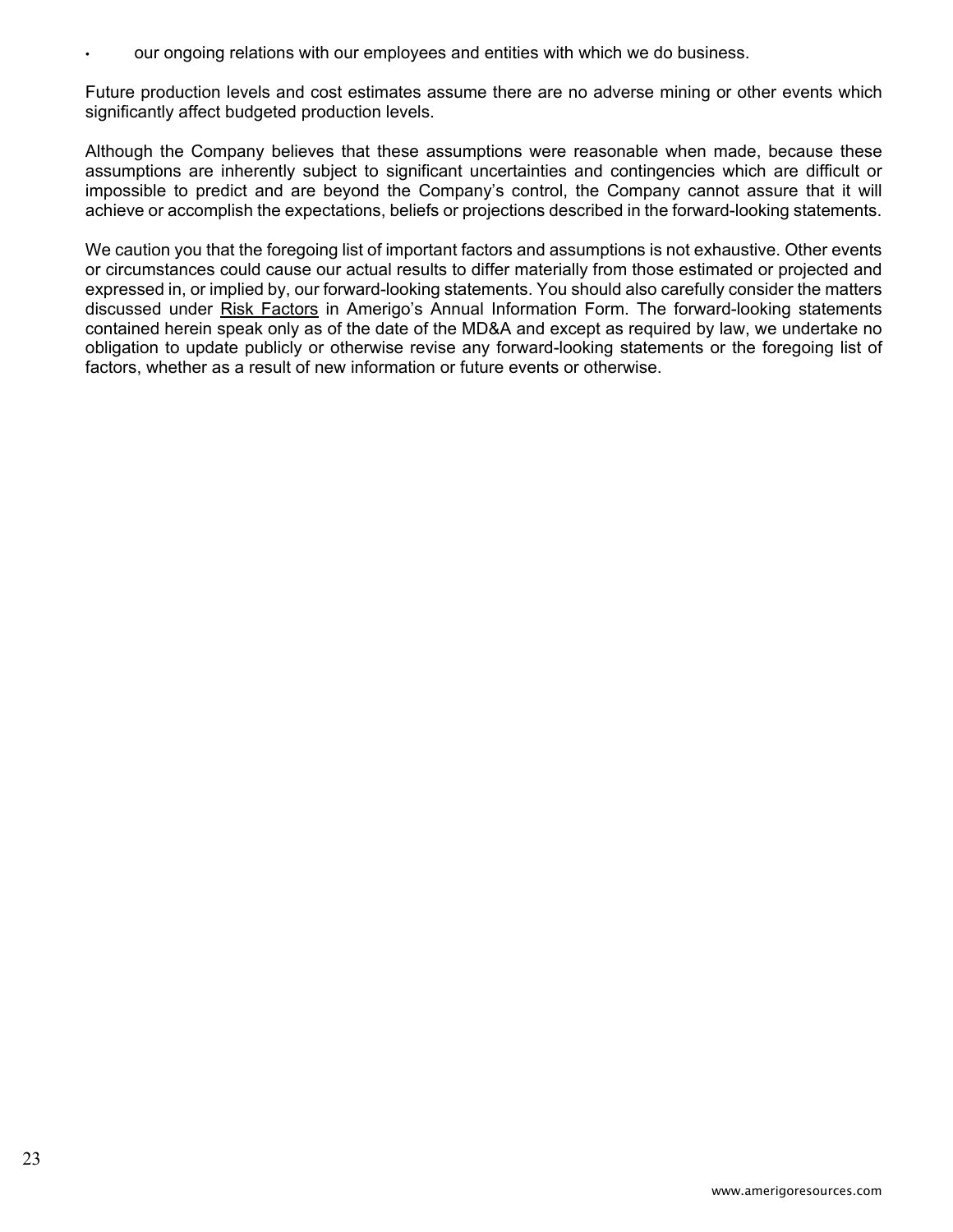- our ongoing relations with our employees and entities with which we do business.

Future production levels and cost estimates assume there are no adverse mining or other events which significantly affect budgeted production levels.

Although the Company believes that these assumptions were reasonable when made, because these assumptions are inherently subject to significant uncertainties and contingencies which are difficult or impossible to predict and are beyond the Company's control, the Company cannot assure that it will achieve or accomplish the expectations, beliefs or projections described in the forward-looking statements.

We caution you that the foregoing list of important factors and assumptions is not exhaustive. Other events or circumstances could cause our actual results to differ materially from those estimated or projected and expressed in, or implied by, our forward-looking statements. You should also carefully consider the matters discussed under Risk Factors in Amerigo's Annual Information Form. The forward-looking statements contained herein speak only as of the date of the MD&A and except as required by law, we undertake no obligation to update publicly or otherwise revise any forward-looking statements or the foregoing list of factors, whether as a result of new information or future events or otherwise.